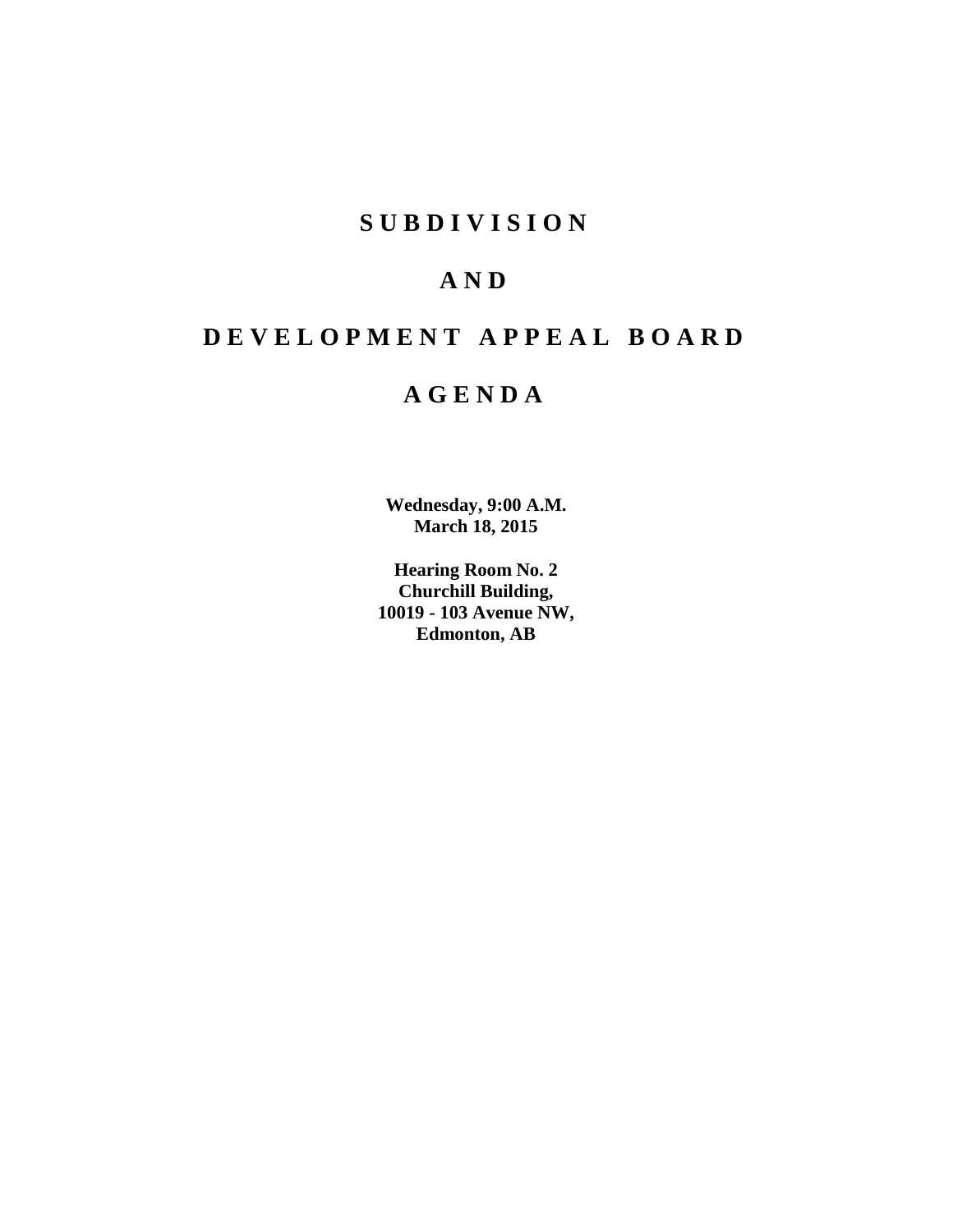# SUBDIVISION

# AND

# DEVELOPMENT APPEAL BOARD

# AGENDA

**Wednesday, 9:00 A.M.**
**March 18, 2015**

**Hearing Room No. 2**
**Churchill Building,**
**10019 - 103 Avenue NW,**
**Edmonton, AB**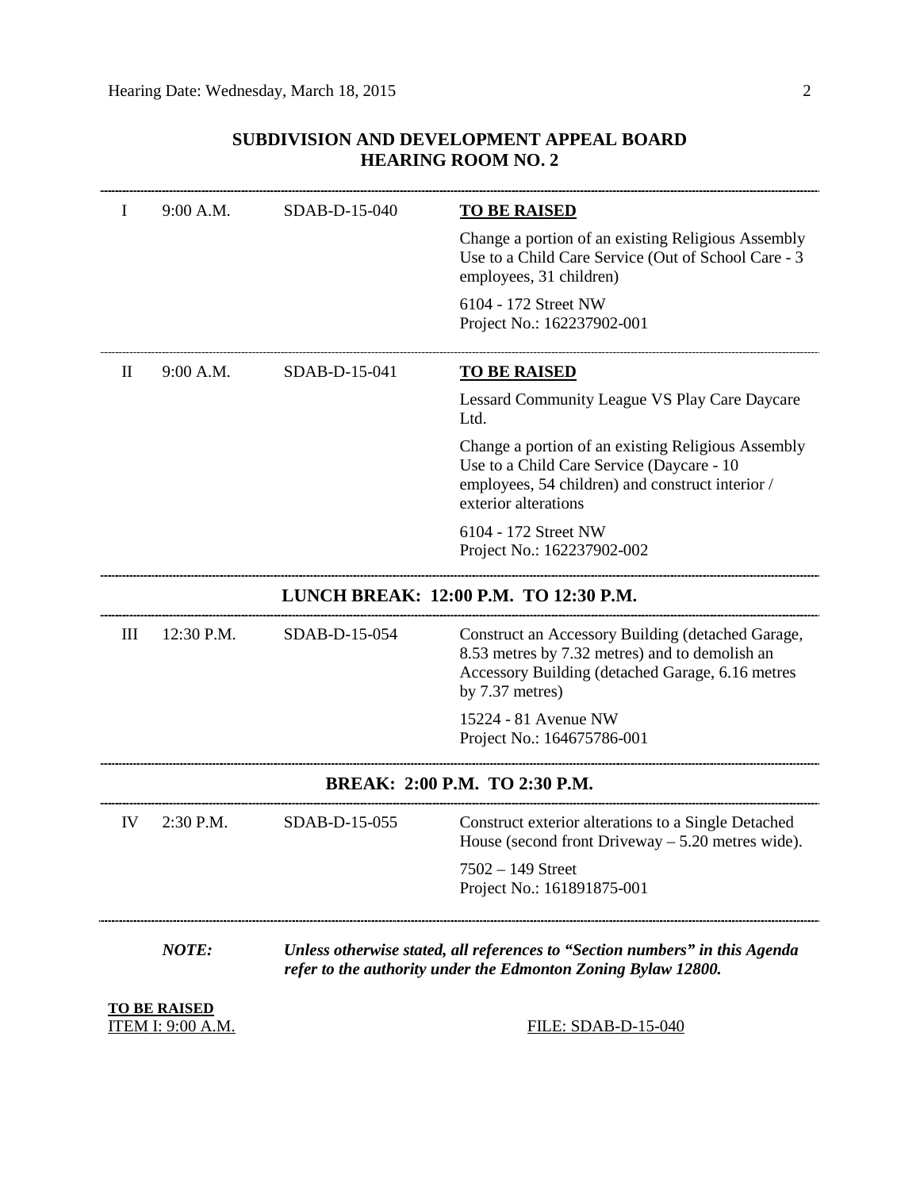## SUBDIVISION AND DEVELOPMENT APPEAL BOARD
## HEARING ROOM NO. 2

| | | | |
|---|---|---|---|
| I | 9:00 A.M. | SDAB-D-15-040 | **TO BE RAISED**<br><br>Change a portion of an existing Religious Assembly Use to a Child Care Service (Out of School Care - 3 employees, 31 children)<br><br>6104 - 172 Street NW<br>Project No.: 162237902-001 |
| II | 9:00 A.M. | SDAB-D-15-041 | **TO BE RAISED**<br><br>Lessard Community League VS Play Care Daycare Ltd.<br><br>Change a portion of an existing Religious Assembly Use to a Child Care Service (Daycare - 10 employees, 54 children) and construct interior / exterior alterations<br><br>6104 - 172 Street NW<br>Project No.: 162237902-002 |

**LUNCH BREAK: 12:00 P.M. TO 12:30 P.M.**

| | | | |
|---|---|---|---|
| III | 12:30 P.M. | SDAB-D-15-054 | Construct an Accessory Building (detached Garage, 8.53 metres by 7.32 metres) and to demolish an Accessory Building (detached Garage, 6.16 metres by 7.37 metres)<br><br>15224 - 81 Avenue NW<br>Project No.: 164675786-001 |

**BREAK: 2:00 P.M. TO 2:30 P.M.**

| | | | |
|---|---|---|---|
| IV | 2:30 P.M. | SDAB-D-15-055 | Construct exterior alterations to a Single Detached House (second front Driveway – 5.20 metres wide).<br><br>7502 – 149 Street<br>Project No.: 161891875-001 |

***NOTE:*** ***Unless otherwise stated, all references to "Section numbers" in this Agenda refer to the authority under the Edmonton Zoning Bylaw 12800.***

**TO BE RAISED**
ITEM I: 9:00 A.M. FILE: SDAB-D-15-040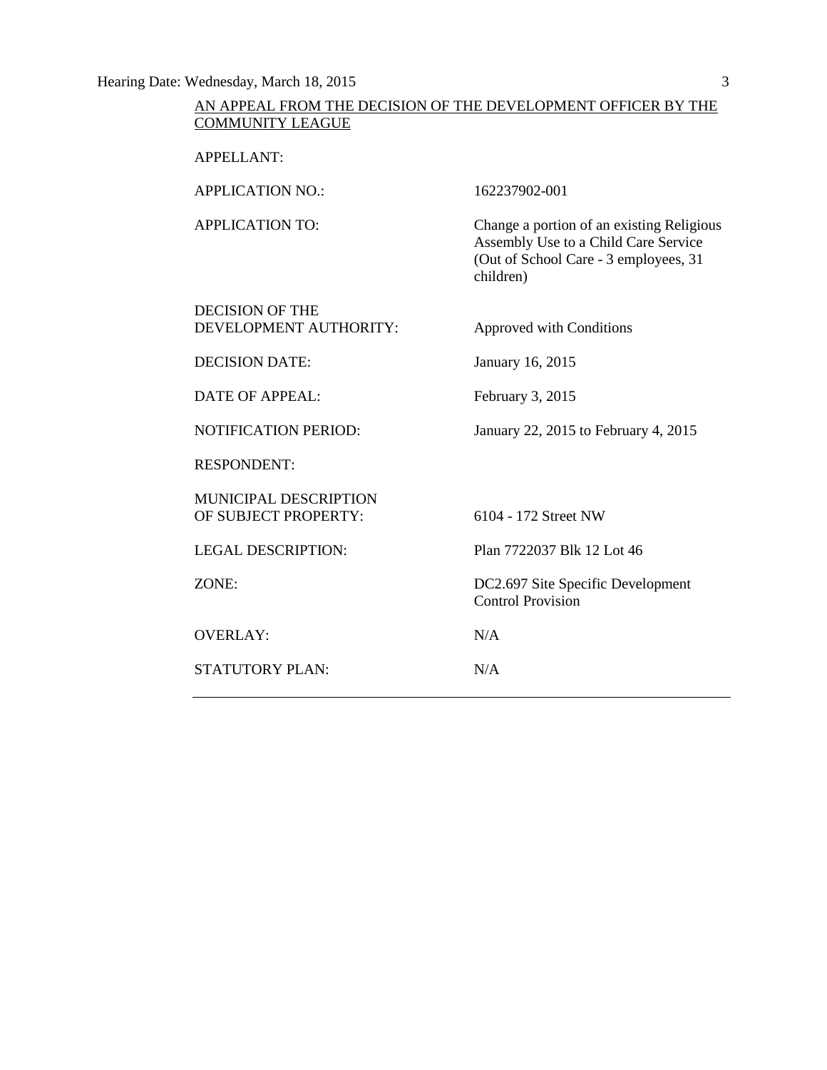AN APPEAL FROM THE DECISION OF THE DEVELOPMENT OFFICER BY THE COMMUNITY LEAGUE

| | |
|---|---|
| APPELLANT: | |
| APPLICATION NO.: | 162237902-001 |
| APPLICATION TO: | Change a portion of an existing Religious Assembly Use to a Child Care Service (Out of School Care - 3 employees, 31 children) |
| DECISION OF THE DEVELOPMENT AUTHORITY: | Approved with Conditions |
| DECISION DATE: | January 16, 2015 |
| DATE OF APPEAL: | February 3, 2015 |
| NOTIFICATION PERIOD: | January 22, 2015 to February 4, 2015 |
| RESPONDENT: | |
| MUNICIPAL DESCRIPTION OF SUBJECT PROPERTY: | 6104 - 172 Street NW |
| LEGAL DESCRIPTION: | Plan 7722037 Blk 12 Lot 46 |
| ZONE: | DC2.697 Site Specific Development Control Provision |
| OVERLAY: | N/A |
| STATUTORY PLAN: | N/A |

---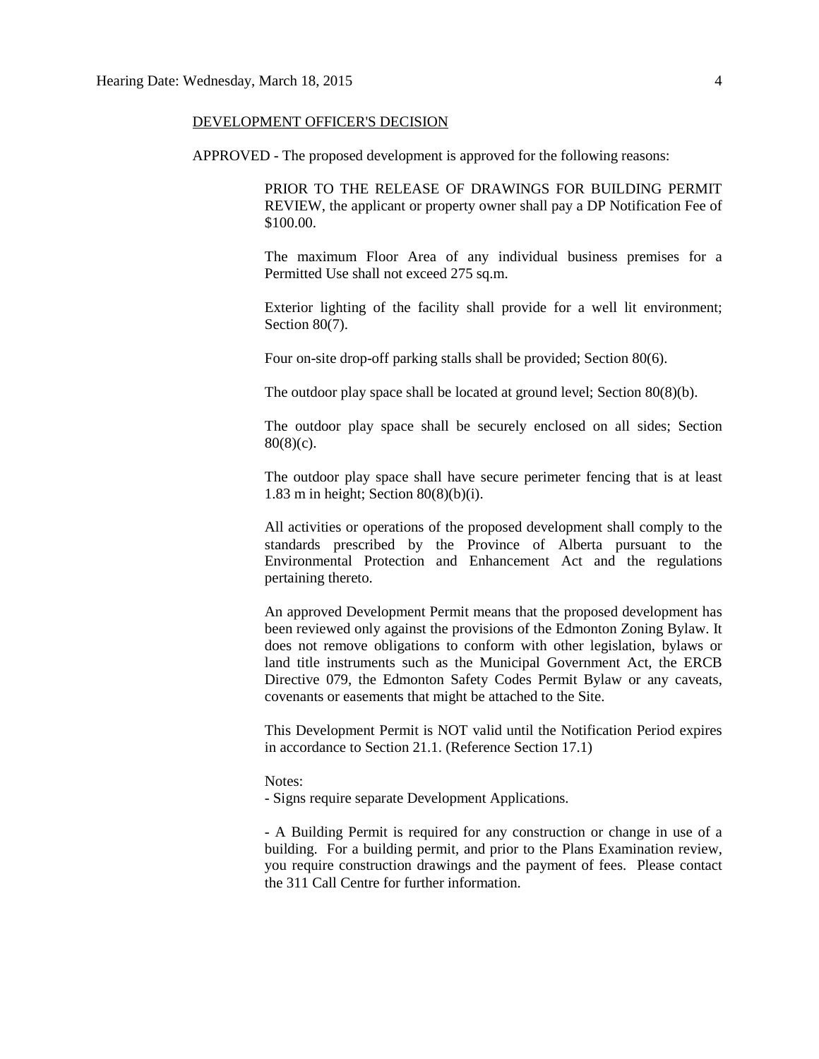DEVELOPMENT OFFICER'S DECISION

APPROVED - The proposed development is approved for the following reasons:

PRIOR TO THE RELEASE OF DRAWINGS FOR BUILDING PERMIT REVIEW, the applicant or property owner shall pay a DP Notification Fee of $100.00.

The maximum Floor Area of any individual business premises for a Permitted Use shall not exceed 275 sq.m.

Exterior lighting of the facility shall provide for a well lit environment; Section 80(7).

Four on-site drop-off parking stalls shall be provided; Section 80(6).

The outdoor play space shall be located at ground level; Section 80(8)(b).

The outdoor play space shall be securely enclosed on all sides; Section 80(8)(c).

The outdoor play space shall have secure perimeter fencing that is at least 1.83 m in height; Section 80(8)(b)(i).

All activities or operations of the proposed development shall comply to the standards prescribed by the Province of Alberta pursuant to the Environmental Protection and Enhancement Act and the regulations pertaining thereto.

An approved Development Permit means that the proposed development has been reviewed only against the provisions of the Edmonton Zoning Bylaw. It does not remove obligations to conform with other legislation, bylaws or land title instruments such as the Municipal Government Act, the ERCB Directive 079, the Edmonton Safety Codes Permit Bylaw or any caveats, covenants or easements that might be attached to the Site.

This Development Permit is NOT valid until the Notification Period expires in accordance to Section 21.1. (Reference Section 17.1)

Notes:

- Signs require separate Development Applications.

- A Building Permit is required for any construction or change in use of a building. For a building permit, and prior to the Plans Examination review, you require construction drawings and the payment of fees. Please contact the 311 Call Centre for further information.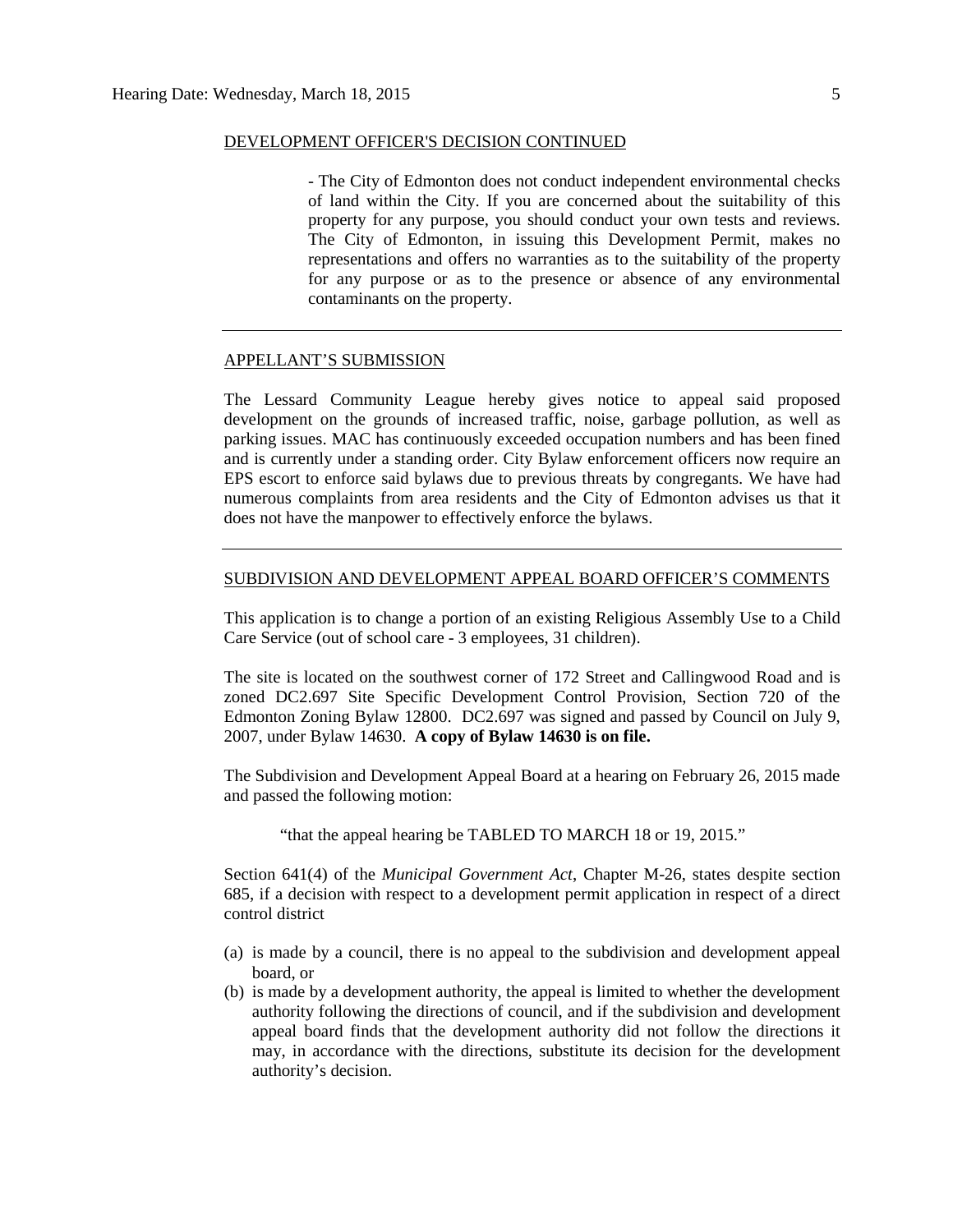DEVELOPMENT OFFICER'S DECISION CONTINUED

- The City of Edmonton does not conduct independent environmental checks of land within the City. If you are concerned about the suitability of this property for any purpose, you should conduct your own tests and reviews. The City of Edmonton, in issuing this Development Permit, makes no representations and offers no warranties as to the suitability of the property for any purpose or as to the presence or absence of any environmental contaminants on the property.

---

APPELLANT'S SUBMISSION

The Lessard Community League hereby gives notice to appeal said proposed development on the grounds of increased traffic, noise, garbage pollution, as well as parking issues. MAC has continuously exceeded occupation numbers and has been fined and is currently under a standing order. City Bylaw enforcement officers now require an EPS escort to enforce said bylaws due to previous threats by congregants. We have had numerous complaints from area residents and the City of Edmonton advises us that it does not have the manpower to effectively enforce the bylaws.

---

SUBDIVISION AND DEVELOPMENT APPEAL BOARD OFFICER'S COMMENTS

This application is to change a portion of an existing Religious Assembly Use to a Child Care Service (out of school care - 3 employees, 31 children).

The site is located on the southwest corner of 172 Street and Callingwood Road and is zoned DC2.697 Site Specific Development Control Provision, Section 720 of the Edmonton Zoning Bylaw 12800. DC2.697 was signed and passed by Council on July 9, 2007, under Bylaw 14630. **A copy of Bylaw 14630 is on file.**

The Subdivision and Development Appeal Board at a hearing on February 26, 2015 made and passed the following motion:

"that the appeal hearing be TABLED TO MARCH 18 or 19, 2015."

Section 641(4) of the *Municipal Government Act*, Chapter M-26, states despite section 685, if a decision with respect to a development permit application in respect of a direct control district

(a) is made by a council, there is no appeal to the subdivision and development appeal board, or
(b) is made by a development authority, the appeal is limited to whether the development authority following the directions of council, and if the subdivision and development appeal board finds that the development authority did not follow the directions it may, in accordance with the directions, substitute its decision for the development authority's decision.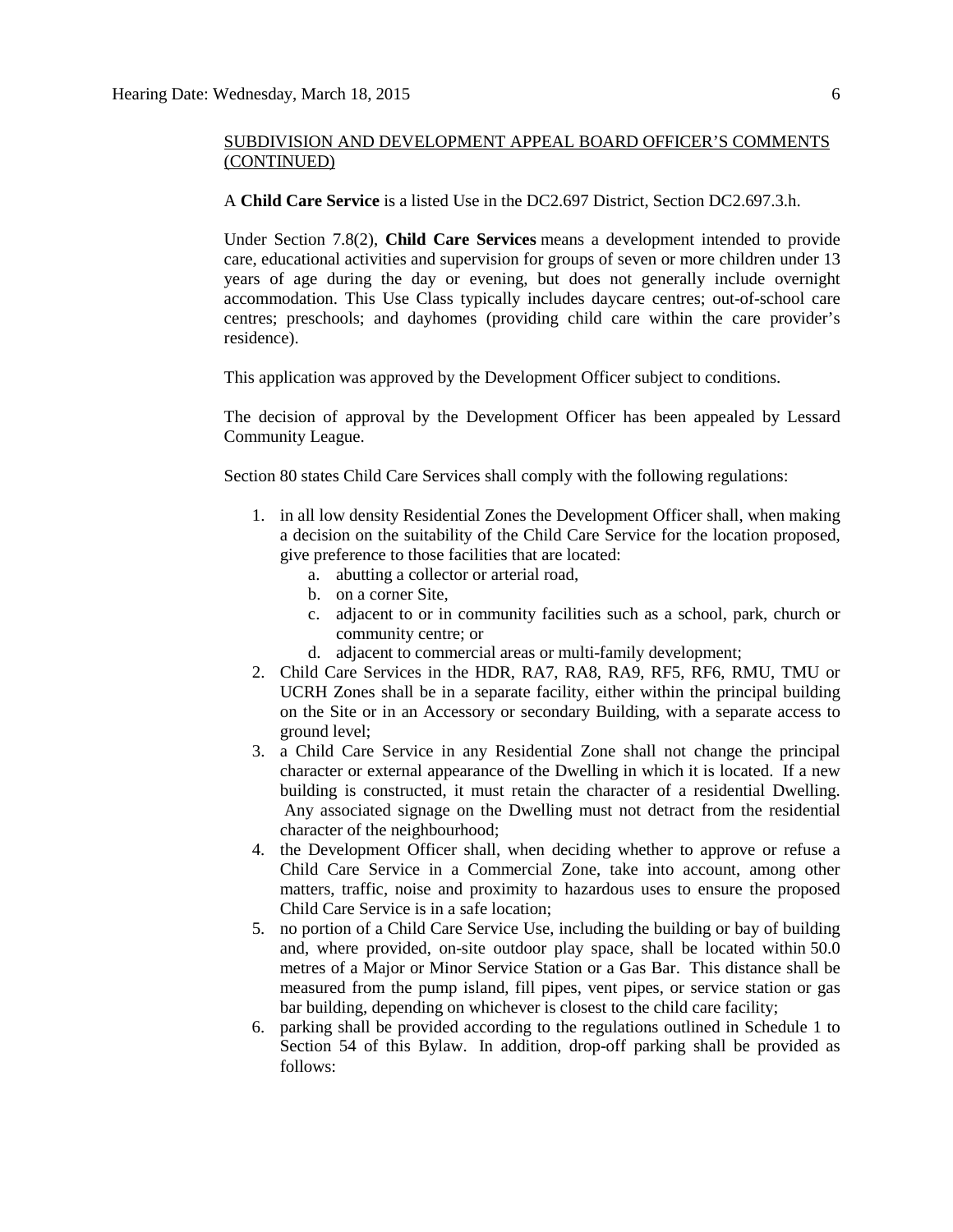SUBDIVISION AND DEVELOPMENT APPEAL BOARD OFFICER'S COMMENTS (CONTINUED)

A **Child Care Service** is a listed Use in the DC2.697 District, Section DC2.697.3.h.

Under Section 7.8(2), **Child Care Services** means a development intended to provide care, educational activities and supervision for groups of seven or more children under 13 years of age during the day or evening, but does not generally include overnight accommodation. This Use Class typically includes daycare centres; out-of-school care centres; preschools; and dayhomes (providing child care within the care provider's residence).

This application was approved by the Development Officer subject to conditions.

The decision of approval by the Development Officer has been appealed by Lessard Community League.

Section 80 states Child Care Services shall comply with the following regulations:

1. in all low density Residential Zones the Development Officer shall, when making a decision on the suitability of the Child Care Service for the location proposed, give preference to those facilities that are located:
   a. abutting a collector or arterial road,
   b. on a corner Site,
   c. adjacent to or in community facilities such as a school, park, church or community centre; or
   d. adjacent to commercial areas or multi-family development;
2. Child Care Services in the HDR, RA7, RA8, RA9, RF5, RF6, RMU, TMU or UCRH Zones shall be in a separate facility, either within the principal building on the Site or in an Accessory or secondary Building, with a separate access to ground level;
3. a Child Care Service in any Residential Zone shall not change the principal character or external appearance of the Dwelling in which it is located. If a new building is constructed, it must retain the character of a residential Dwelling. Any associated signage on the Dwelling must not detract from the residential character of the neighbourhood;
4. the Development Officer shall, when deciding whether to approve or refuse a Child Care Service in a Commercial Zone, take into account, among other matters, traffic, noise and proximity to hazardous uses to ensure the proposed Child Care Service is in a safe location;
5. no portion of a Child Care Service Use, including the building or bay of building and, where provided, on-site outdoor play space, shall be located within 50.0 metres of a Major or Minor Service Station or a Gas Bar. This distance shall be measured from the pump island, fill pipes, vent pipes, or service station or gas bar building, depending on whichever is closest to the child care facility;
6. parking shall be provided according to the regulations outlined in Schedule 1 to Section 54 of this Bylaw. In addition, drop-off parking shall be provided as follows: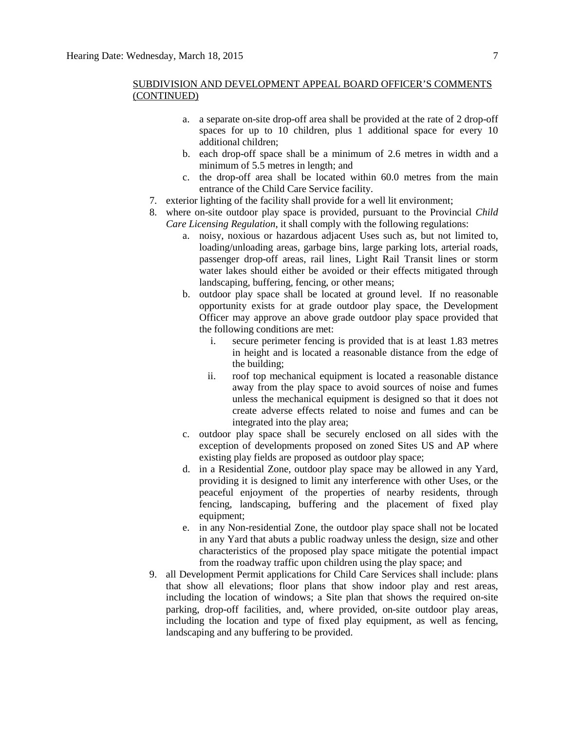SUBDIVISION AND DEVELOPMENT APPEAL BOARD OFFICER'S COMMENTS (CONTINUED)

   a. a separate on-site drop-off area shall be provided at the rate of 2 drop-off spaces for up to 10 children, plus 1 additional space for every 10 additional children;
   b. each drop-off space shall be a minimum of 2.6 metres in width and a minimum of 5.5 metres in length; and
   c. the drop-off area shall be located within 60.0 metres from the main entrance of the Child Care Service facility.

7. exterior lighting of the facility shall provide for a well lit environment;
8. where on-site outdoor play space is provided, pursuant to the Provincial *Child Care Licensing Regulation*, it shall comply with the following regulations:
   a. noisy, noxious or hazardous adjacent Uses such as, but not limited to, loading/unloading areas, garbage bins, large parking lots, arterial roads, passenger drop-off areas, rail lines, Light Rail Transit lines or storm water lakes should either be avoided or their effects mitigated through landscaping, buffering, fencing, or other means;
   b. outdoor play space shall be located at ground level. If no reasonable opportunity exists for at grade outdoor play space, the Development Officer may approve an above grade outdoor play space provided that the following conditions are met:
      i. secure perimeter fencing is provided that is at least 1.83 metres in height and is located a reasonable distance from the edge of the building;
      ii. roof top mechanical equipment is located a reasonable distance away from the play space to avoid sources of noise and fumes unless the mechanical equipment is designed so that it does not create adverse effects related to noise and fumes and can be integrated into the play area;
   c. outdoor play space shall be securely enclosed on all sides with the exception of developments proposed on zoned Sites US and AP where existing play fields are proposed as outdoor play space;
   d. in a Residential Zone, outdoor play space may be allowed in any Yard, providing it is designed to limit any interference with other Uses, or the peaceful enjoyment of the properties of nearby residents, through fencing, landscaping, buffering and the placement of fixed play equipment;
   e. in any Non-residential Zone, the outdoor play space shall not be located in any Yard that abuts a public roadway unless the design, size and other characteristics of the proposed play space mitigate the potential impact from the roadway traffic upon children using the play space; and
9. all Development Permit applications for Child Care Services shall include: plans that show all elevations; floor plans that show indoor play and rest areas, including the location of windows; a Site plan that shows the required on-site parking, drop-off facilities, and, where provided, on-site outdoor play areas, including the location and type of fixed play equipment, as well as fencing, landscaping and any buffering to be provided.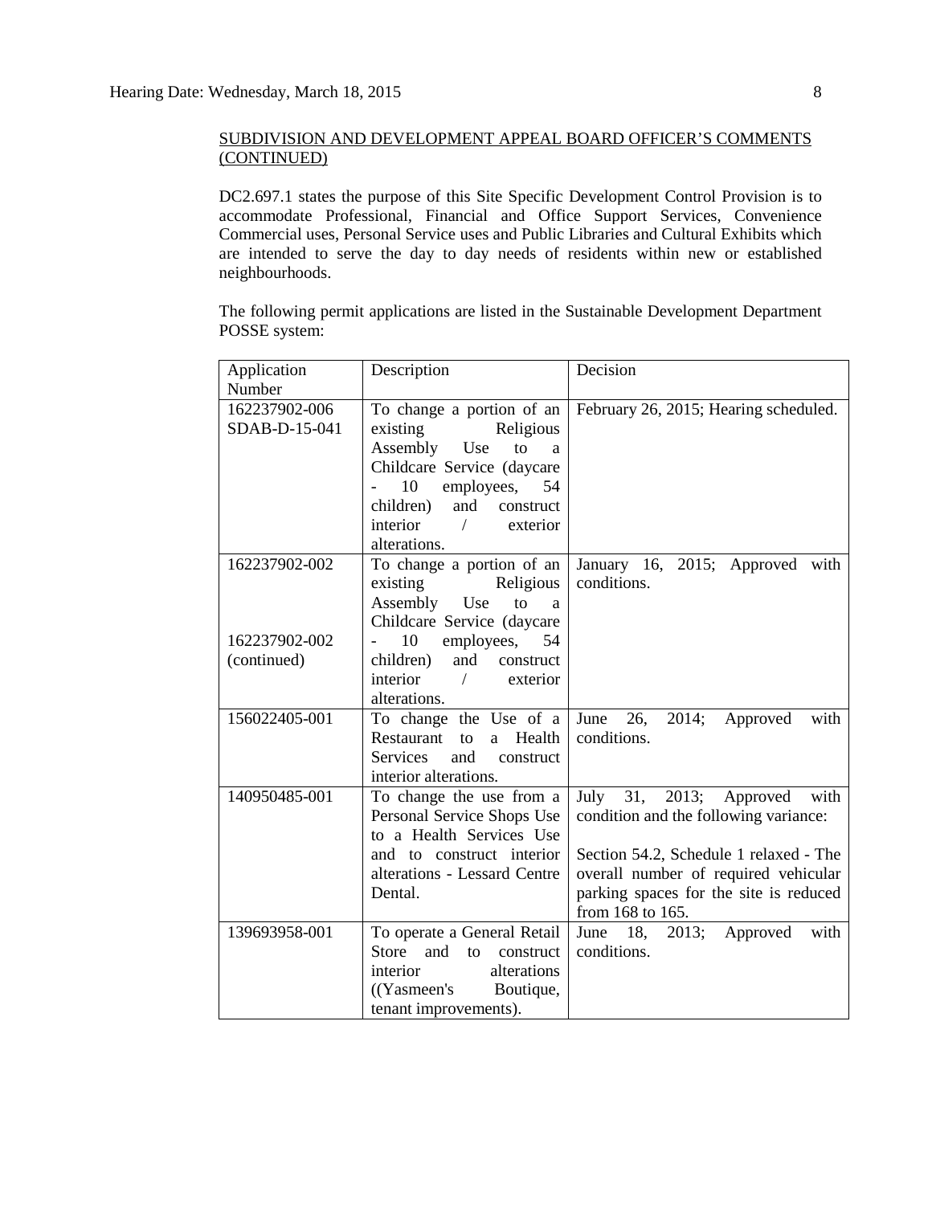SUBDIVISION AND DEVELOPMENT APPEAL BOARD OFFICER'S COMMENTS (CONTINUED)

DC2.697.1 states the purpose of this Site Specific Development Control Provision is to accommodate Professional, Financial and Office Support Services, Convenience Commercial uses, Personal Service uses and Public Libraries and Cultural Exhibits which are intended to serve the day to day needs of residents within new or established neighbourhoods.

The following permit applications are listed in the Sustainable Development Department POSSE system:

| Application Number | Description | Decision |
|---|---|---|
| 162237902-006 SDAB-D-15-041 | To change a portion of an existing Religious Assembly Use to a Childcare Service (daycare - 10 employees, 54 children) and construct interior / exterior alterations. | February 26, 2015; Hearing scheduled. |
| 162237902-002<br><br>162237902-002 (continued) | To change a portion of an existing Religious Assembly Use to a Childcare Service (daycare - 10 employees, 54 children) and construct interior / exterior alterations. | January 16, 2015; Approved with conditions. |
| 156022405-001 | To change the Use of a Restaurant to a Health Services and construct interior alterations. | June 26, 2014; Approved with conditions. |
| 140950485-001 | To change the use from a Personal Service Shops Use to a Health Services Use and to construct interior alterations - Lessard Centre Dental. | July 31, 2013; Approved with condition and the following variance:<br><br>Section 54.2, Schedule 1 relaxed - The overall number of required vehicular parking spaces for the site is reduced from 168 to 165. |
| 139693958-001 | To operate a General Retail Store and to construct interior alterations ((Yasmeen's Boutique, tenant improvements). | June 18, 2013; Approved with conditions. |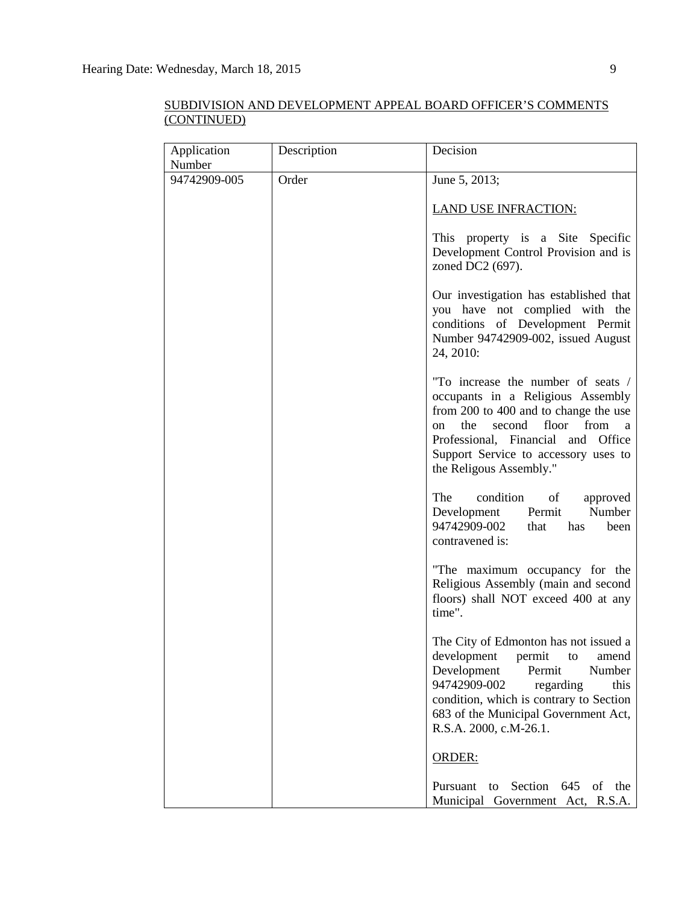SUBDIVISION AND DEVELOPMENT APPEAL BOARD OFFICER'S COMMENTS (CONTINUED)

| Application Number | Description | Decision |
|---|---|---|
| 94742909-005 | Order | June 5, 2013;<br><br>LAND USE INFRACTION:<br><br>This property is a Site Specific Development Control Provision and is zoned DC2 (697).<br><br>Our investigation has established that you have not complied with the conditions of Development Permit Number 94742909-002, issued August 24, 2010:<br><br>"To increase the number of seats / occupants in a Religious Assembly from 200 to 400 and to change the use on the second floor from a Professional, Financial and Office Support Service to accessory uses to the Religous Assembly."<br><br>The condition of approved Development Permit Number 94742909-002 that has been contravened is:<br><br>"The maximum occupancy for the Religious Assembly (main and second floors) shall NOT exceed 400 at any time".<br><br>The City of Edmonton has not issued a development permit to amend Development Permit Number 94742909-002 regarding this condition, which is contrary to Section 683 of the Municipal Government Act, R.S.A. 2000, c.M-26.1.<br><br>ORDER:<br><br>Pursuant to Section 645 of the Municipal Government Act, R.S.A. |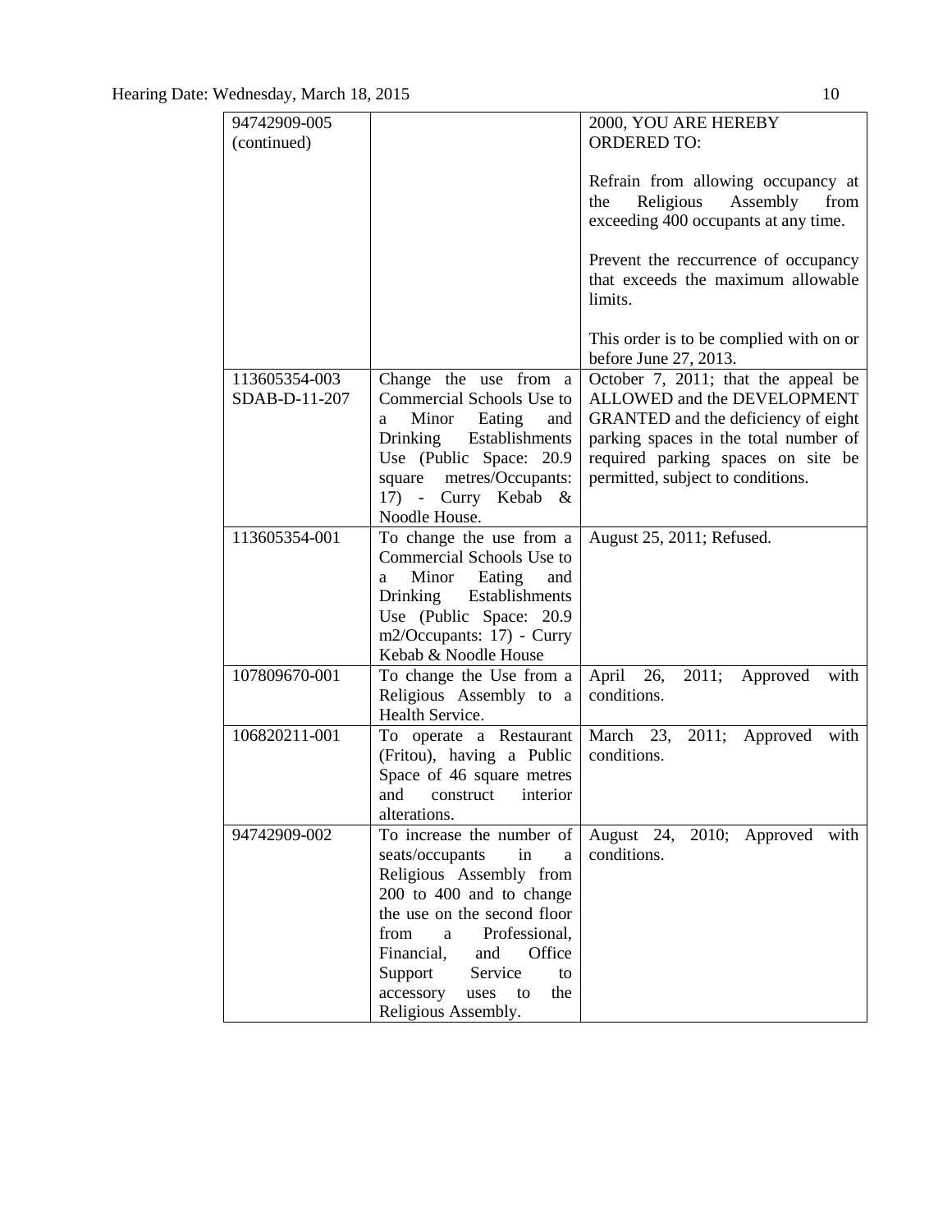| | | |
|---|---|---|
| 94742909-005 (continued) | | 2000, YOU ARE HEREBY ORDERED TO:<br><br>Refrain from allowing occupancy at the Religious Assembly from exceeding 400 occupants at any time.<br><br>Prevent the reccurrence of occupancy that exceeds the maximum allowable limits.<br><br>This order is to be complied with on or before June 27, 2013. |
| 113605354-003 SDAB-D-11-207 | Change the use from a Commercial Schools Use to a Minor Eating and Drinking Establishments Use (Public Space: 20.9 square metres/Occupants: 17) - Curry Kebab & Noodle House. | October 7, 2011; that the appeal be ALLOWED and the DEVELOPMENT GRANTED and the deficiency of eight parking spaces in the total number of required parking spaces on site be permitted, subject to conditions. |
| 113605354-001 | To change the use from a Commercial Schools Use to a Minor Eating and Drinking Establishments Use (Public Space: 20.9 m2/Occupants: 17) - Curry Kebab & Noodle House | August 25, 2011; Refused. |
| 107809670-001 | To change the Use from a Religious Assembly to a Health Service. | April 26, 2011; Approved with conditions. |
| 106820211-001 | To operate a Restaurant (Fritou), having a Public Space of 46 square metres and construct interior alterations. | March 23, 2011; Approved with conditions. |
| 94742909-002 | To increase the number of seats/occupants in a Religious Assembly from 200 to 400 and to change the use on the second floor from a Professional, Financial, and Office Support Service to accessory uses to the Religious Assembly. | August 24, 2010; Approved with conditions. |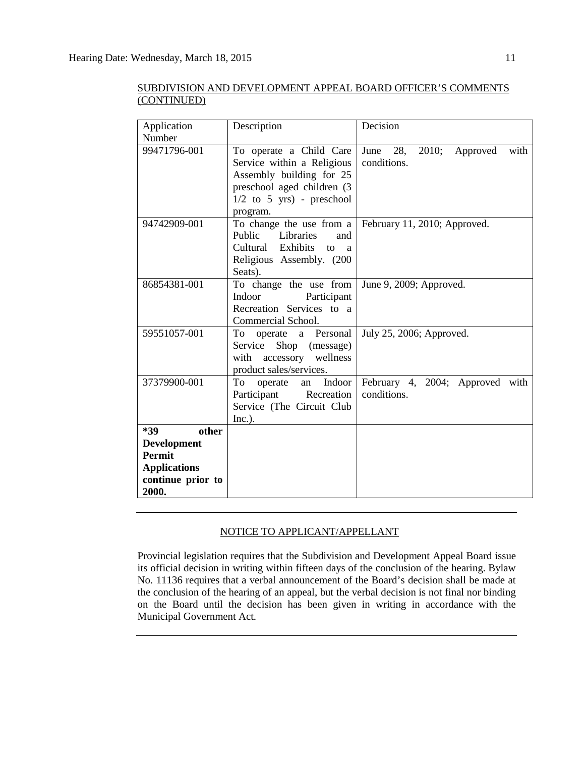SUBDIVISION AND DEVELOPMENT APPEAL BOARD OFFICER'S COMMENTS (CONTINUED)

| Application Number | Description | Decision |
|---|---|---|
| 99471796-001 | To operate a Child Care Service within a Religious Assembly building for 25 preschool aged children (3 1/2 to 5 yrs) - preschool program. | June 28, 2010; Approved with conditions. |
| 94742909-001 | To change the use from a Public Libraries and Cultural Exhibits to a Religious Assembly. (200 Seats). | February 11, 2010; Approved. |
| 86854381-001 | To change the use from Indoor Participant Recreation Services to a Commercial School. | June 9, 2009; Approved. |
| 59551057-001 | To operate a Personal Service Shop (message) with accessory wellness product sales/services. | July 25, 2006; Approved. |
| 37379900-001 | To operate an Indoor Participant Recreation Service (The Circuit Club Inc.). | February 4, 2004; Approved with conditions. |
| **\*39 other Development Permit Applications continue prior to 2000.** | | |

---

NOTICE TO APPLICANT/APPELLANT

Provincial legislation requires that the Subdivision and Development Appeal Board issue its official decision in writing within fifteen days of the conclusion of the hearing. Bylaw No. 11136 requires that a verbal announcement of the Board's decision shall be made at the conclusion of the hearing of an appeal, but the verbal decision is not final nor binding on the Board until the decision has been given in writing in accordance with the Municipal Government Act.

---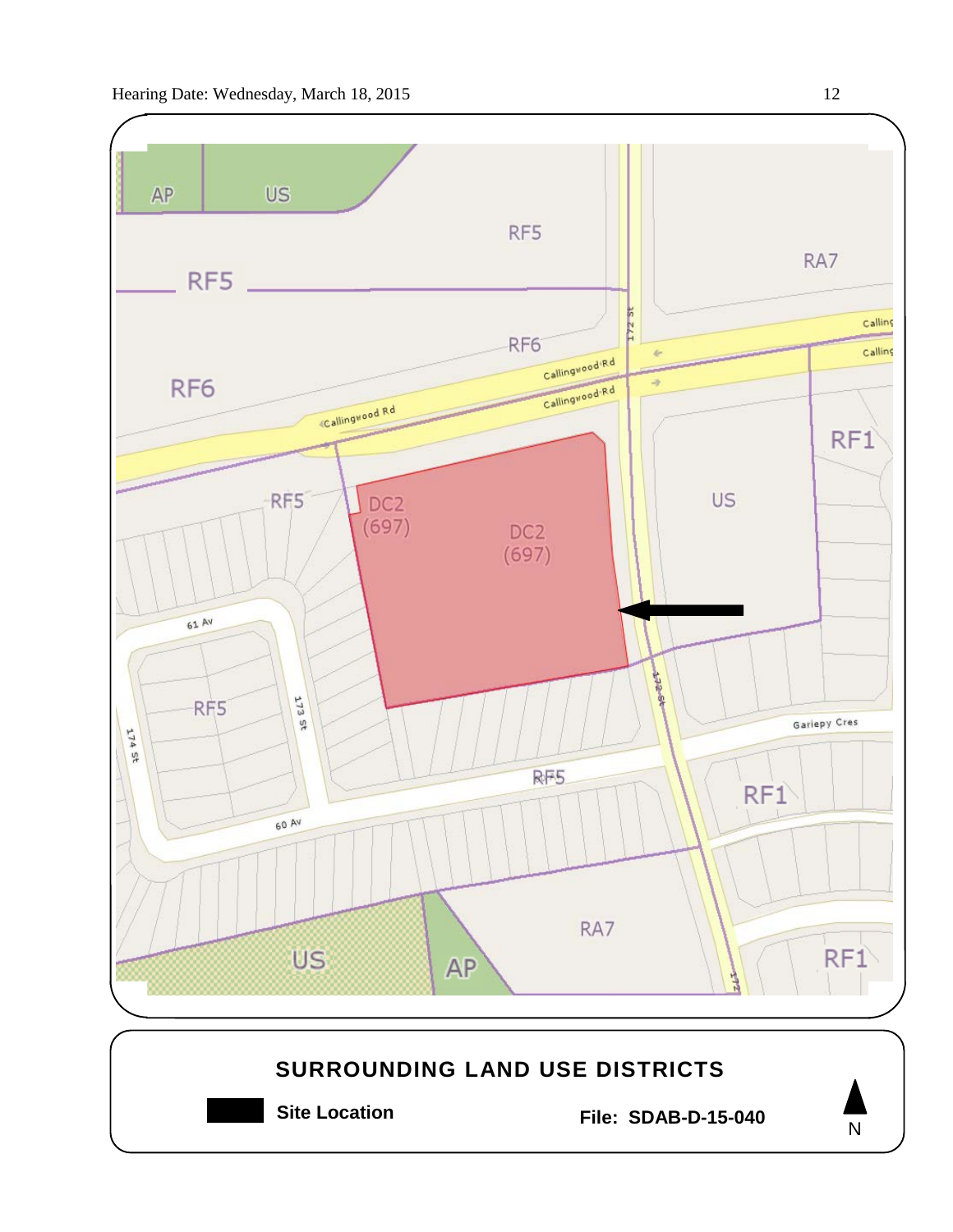AP

US

RF5

RA7

RF5

RF6

RF6

Callingwood Rd

Callingwood Rd

Callingwood Rd

172 St

RF1

RF5

DC2 (697)

DC2 (697)

US

61 Av

RF5

173 St

174 St

172 St

Gariepy Cres

RF5

RF1

60 Av

RA7

US

AP

RF1

**SURROUNDING LAND USE DISTRICTS**

**Site Location**

**File: SDAB-D-15-040**

N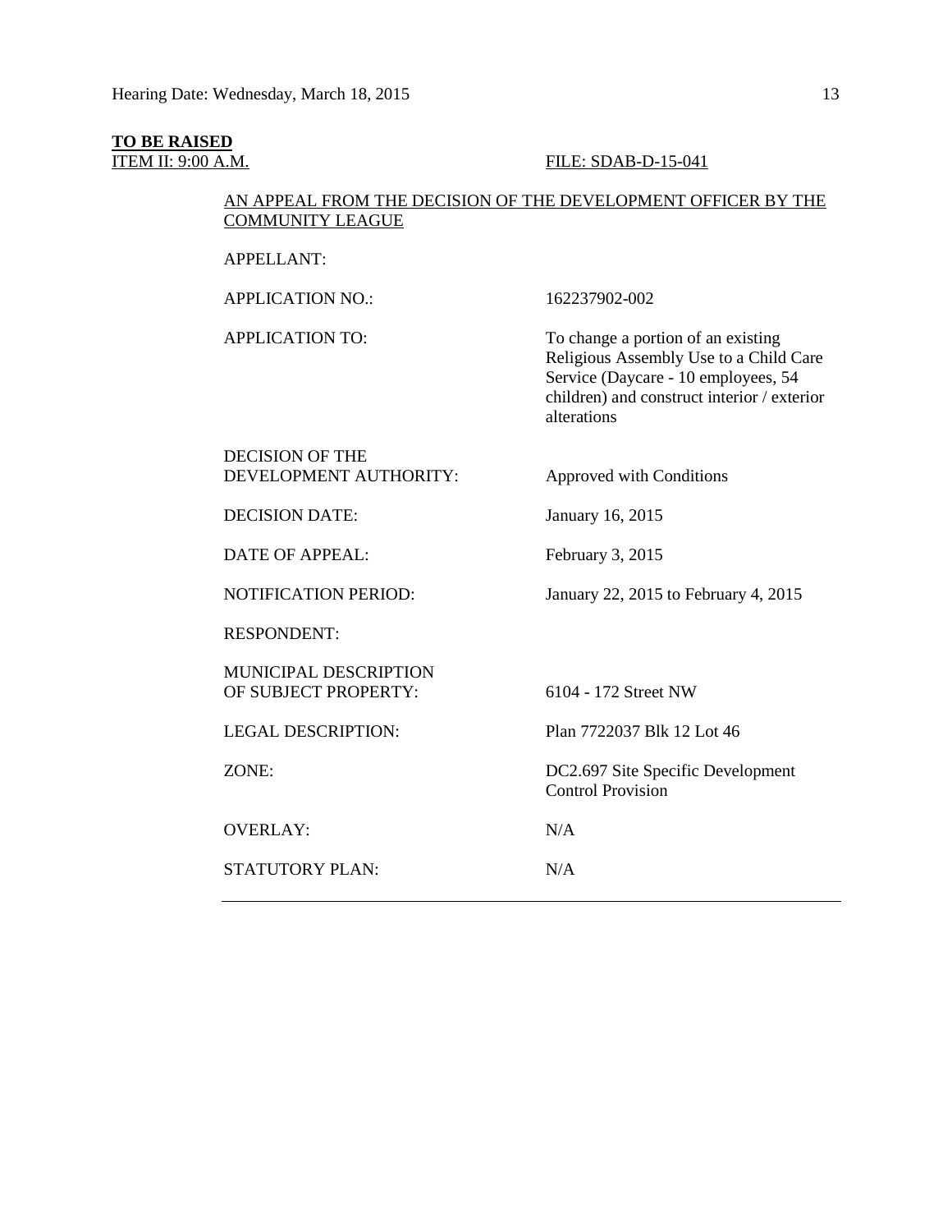**TO BE RAISED**

ITEM II: 9:00 A.M. FILE: SDAB-D-15-041

AN APPEAL FROM THE DECISION OF THE DEVELOPMENT OFFICER BY THE COMMUNITY LEAGUE

| | |
|---|---|
| APPELLANT: | |
| APPLICATION NO.: | 162237902-002 |
| APPLICATION TO: | To change a portion of an existing Religious Assembly Use to a Child Care Service (Daycare - 10 employees, 54 children) and construct interior / exterior alterations |
| DECISION OF THE DEVELOPMENT AUTHORITY: | Approved with Conditions |
| DECISION DATE: | January 16, 2015 |
| DATE OF APPEAL: | February 3, 2015 |
| NOTIFICATION PERIOD: | January 22, 2015 to February 4, 2015 |
| RESPONDENT: | |
| MUNICIPAL DESCRIPTION OF SUBJECT PROPERTY: | 6104 - 172 Street NW |
| LEGAL DESCRIPTION: | Plan 7722037 Blk 12 Lot 46 |
| ZONE: | DC2.697 Site Specific Development Control Provision |
| OVERLAY: | N/A |
| STATUTORY PLAN: | N/A |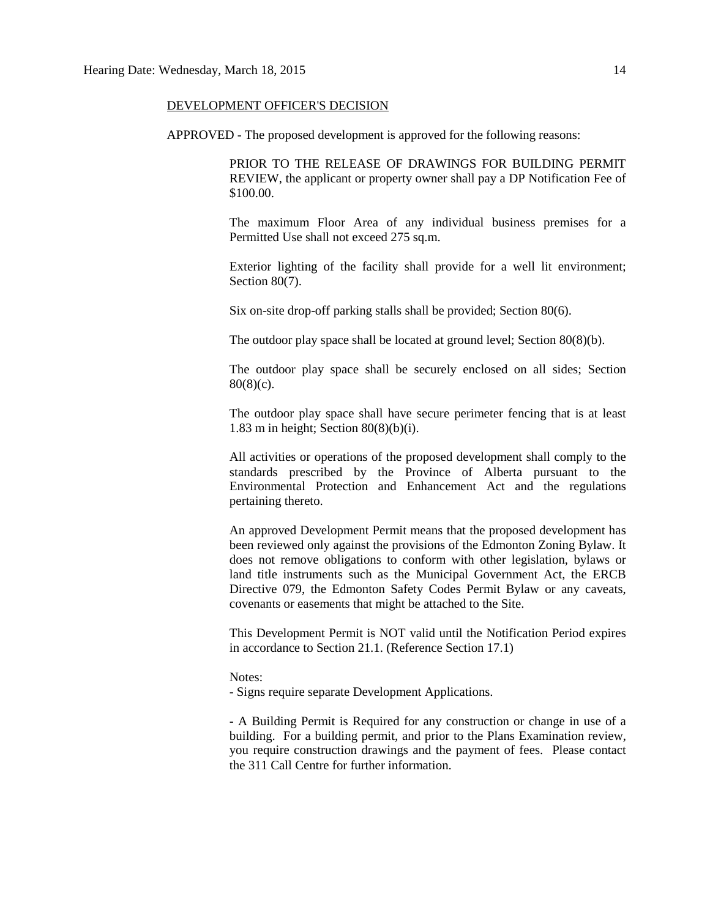DEVELOPMENT OFFICER'S DECISION

APPROVED - The proposed development is approved for the following reasons:

PRIOR TO THE RELEASE OF DRAWINGS FOR BUILDING PERMIT REVIEW, the applicant or property owner shall pay a DP Notification Fee of $100.00.

The maximum Floor Area of any individual business premises for a Permitted Use shall not exceed 275 sq.m.

Exterior lighting of the facility shall provide for a well lit environment; Section 80(7).

Six on-site drop-off parking stalls shall be provided; Section 80(6).

The outdoor play space shall be located at ground level; Section 80(8)(b).

The outdoor play space shall be securely enclosed on all sides; Section 80(8)(c).

The outdoor play space shall have secure perimeter fencing that is at least 1.83 m in height; Section 80(8)(b)(i).

All activities or operations of the proposed development shall comply to the standards prescribed by the Province of Alberta pursuant to the Environmental Protection and Enhancement Act and the regulations pertaining thereto.

An approved Development Permit means that the proposed development has been reviewed only against the provisions of the Edmonton Zoning Bylaw. It does not remove obligations to conform with other legislation, bylaws or land title instruments such as the Municipal Government Act, the ERCB Directive 079, the Edmonton Safety Codes Permit Bylaw or any caveats, covenants or easements that might be attached to the Site.

This Development Permit is NOT valid until the Notification Period expires in accordance to Section 21.1. (Reference Section 17.1)

Notes:
- Signs require separate Development Applications.

- A Building Permit is Required for any construction or change in use of a building. For a building permit, and prior to the Plans Examination review, you require construction drawings and the payment of fees. Please contact the 311 Call Centre for further information.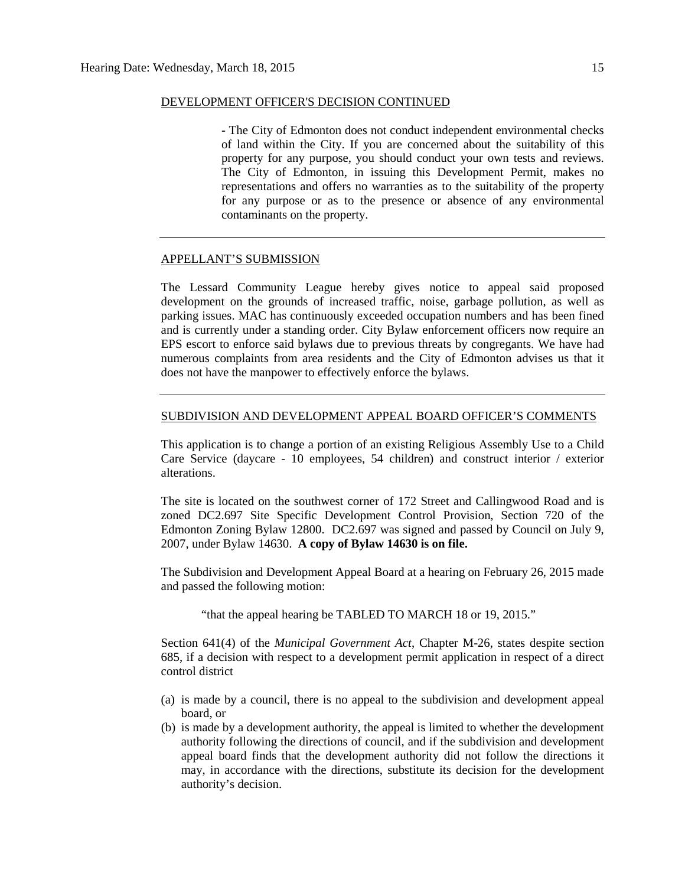DEVELOPMENT OFFICER'S DECISION CONTINUED

- The City of Edmonton does not conduct independent environmental checks of land within the City. If you are concerned about the suitability of this property for any purpose, you should conduct your own tests and reviews. The City of Edmonton, in issuing this Development Permit, makes no representations and offers no warranties as to the suitability of the property for any purpose or as to the presence or absence of any environmental contaminants on the property.

---

APPELLANT'S SUBMISSION

The Lessard Community League hereby gives notice to appeal said proposed development on the grounds of increased traffic, noise, garbage pollution, as well as parking issues. MAC has continuously exceeded occupation numbers and has been fined and is currently under a standing order. City Bylaw enforcement officers now require an EPS escort to enforce said bylaws due to previous threats by congregants. We have had numerous complaints from area residents and the City of Edmonton advises us that it does not have the manpower to effectively enforce the bylaws.

---

SUBDIVISION AND DEVELOPMENT APPEAL BOARD OFFICER'S COMMENTS

This application is to change a portion of an existing Religious Assembly Use to a Child Care Service (daycare - 10 employees, 54 children) and construct interior / exterior alterations.

The site is located on the southwest corner of 172 Street and Callingwood Road and is zoned DC2.697 Site Specific Development Control Provision, Section 720 of the Edmonton Zoning Bylaw 12800. DC2.697 was signed and passed by Council on July 9, 2007, under Bylaw 14630. **A copy of Bylaw 14630 is on file.**

The Subdivision and Development Appeal Board at a hearing on February 26, 2015 made and passed the following motion:

"that the appeal hearing be TABLED TO MARCH 18 or 19, 2015."

Section 641(4) of the *Municipal Government Act*, Chapter M-26, states despite section 685, if a decision with respect to a development permit application in respect of a direct control district

(a) is made by a council, there is no appeal to the subdivision and development appeal board, or
(b) is made by a development authority, the appeal is limited to whether the development authority following the directions of council, and if the subdivision and development appeal board finds that the development authority did not follow the directions it may, in accordance with the directions, substitute its decision for the development authority's decision.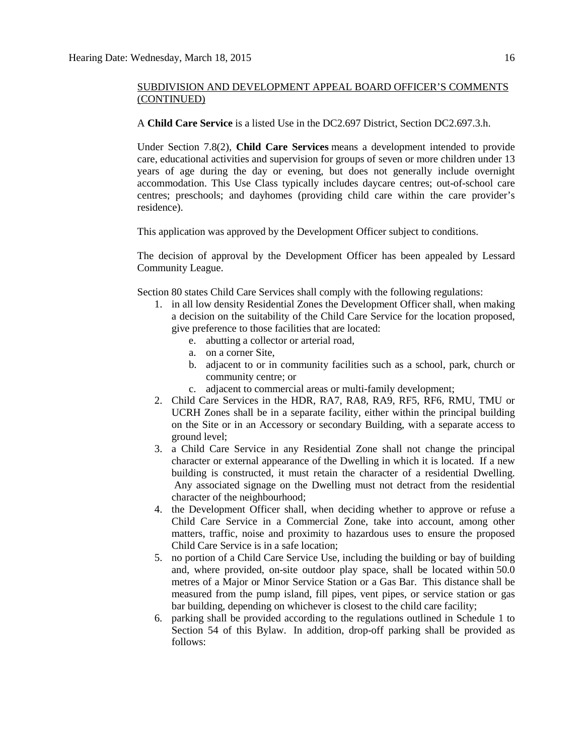SUBDIVISION AND DEVELOPMENT APPEAL BOARD OFFICER'S COMMENTS (CONTINUED)

A **Child Care Service** is a listed Use in the DC2.697 District, Section DC2.697.3.h.

Under Section 7.8(2), **Child Care Services** means a development intended to provide care, educational activities and supervision for groups of seven or more children under 13 years of age during the day or evening, but does not generally include overnight accommodation. This Use Class typically includes daycare centres; out-of-school care centres; preschools; and dayhomes (providing child care within the care provider's residence).

This application was approved by the Development Officer subject to conditions.

The decision of approval by the Development Officer has been appealed by Lessard Community League.

Section 80 states Child Care Services shall comply with the following regulations:

1. in all low density Residential Zones the Development Officer shall, when making a decision on the suitability of the Child Care Service for the location proposed, give preference to those facilities that are located:
   e. abutting a collector or arterial road,
   a. on a corner Site,
   b. adjacent to or in community facilities such as a school, park, church or community centre; or
   c. adjacent to commercial areas or multi-family development;
2. Child Care Services in the HDR, RA7, RA8, RA9, RF5, RF6, RMU, TMU or UCRH Zones shall be in a separate facility, either within the principal building on the Site or in an Accessory or secondary Building, with a separate access to ground level;
3. a Child Care Service in any Residential Zone shall not change the principal character or external appearance of the Dwelling in which it is located. If a new building is constructed, it must retain the character of a residential Dwelling. Any associated signage on the Dwelling must not detract from the residential character of the neighbourhood;
4. the Development Officer shall, when deciding whether to approve or refuse a Child Care Service in a Commercial Zone, take into account, among other matters, traffic, noise and proximity to hazardous uses to ensure the proposed Child Care Service is in a safe location;
5. no portion of a Child Care Service Use, including the building or bay of building and, where provided, on-site outdoor play space, shall be located within 50.0 metres of a Major or Minor Service Station or a Gas Bar. This distance shall be measured from the pump island, fill pipes, vent pipes, or service station or gas bar building, depending on whichever is closest to the child care facility;
6. parking shall be provided according to the regulations outlined in Schedule 1 to Section 54 of this Bylaw. In addition, drop-off parking shall be provided as follows: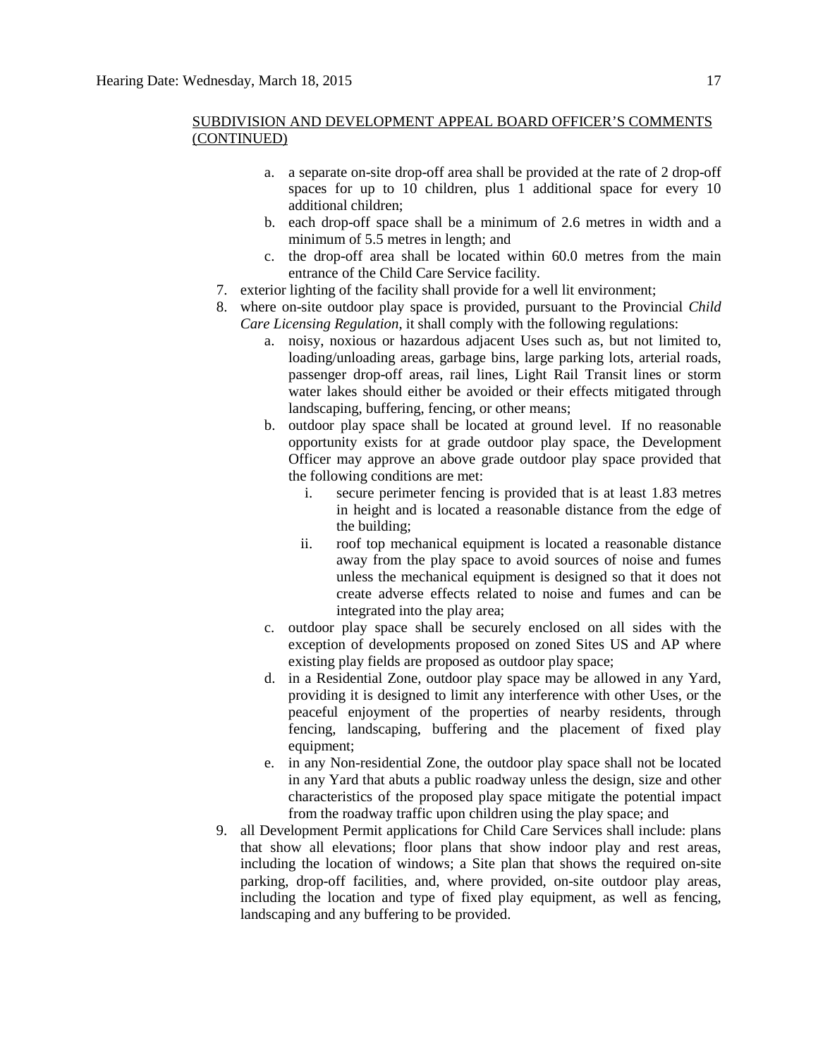SUBDIVISION AND DEVELOPMENT APPEAL BOARD OFFICER'S COMMENTS (CONTINUED)

   a. a separate on-site drop-off area shall be provided at the rate of 2 drop-off spaces for up to 10 children, plus 1 additional space for every 10 additional children;
   b. each drop-off space shall be a minimum of 2.6 metres in width and a minimum of 5.5 metres in length; and
   c. the drop-off area shall be located within 60.0 metres from the main entrance of the Child Care Service facility.

7. exterior lighting of the facility shall provide for a well lit environment;
8. where on-site outdoor play space is provided, pursuant to the Provincial *Child Care Licensing Regulation*, it shall comply with the following regulations:
   a. noisy, noxious or hazardous adjacent Uses such as, but not limited to, loading/unloading areas, garbage bins, large parking lots, arterial roads, passenger drop-off areas, rail lines, Light Rail Transit lines or storm water lakes should either be avoided or their effects mitigated through landscaping, buffering, fencing, or other means;
   b. outdoor play space shall be located at ground level. If no reasonable opportunity exists for at grade outdoor play space, the Development Officer may approve an above grade outdoor play space provided that the following conditions are met:
      i. secure perimeter fencing is provided that is at least 1.83 metres in height and is located a reasonable distance from the edge of the building;
      ii. roof top mechanical equipment is located a reasonable distance away from the play space to avoid sources of noise and fumes unless the mechanical equipment is designed so that it does not create adverse effects related to noise and fumes and can be integrated into the play area;
   c. outdoor play space shall be securely enclosed on all sides with the exception of developments proposed on zoned Sites US and AP where existing play fields are proposed as outdoor play space;
   d. in a Residential Zone, outdoor play space may be allowed in any Yard, providing it is designed to limit any interference with other Uses, or the peaceful enjoyment of the properties of nearby residents, through fencing, landscaping, buffering and the placement of fixed play equipment;
   e. in any Non-residential Zone, the outdoor play space shall not be located in any Yard that abuts a public roadway unless the design, size and other characteristics of the proposed play space mitigate the potential impact from the roadway traffic upon children using the play space; and
9. all Development Permit applications for Child Care Services shall include: plans that show all elevations; floor plans that show indoor play and rest areas, including the location of windows; a Site plan that shows the required on-site parking, drop-off facilities, and, where provided, on-site outdoor play areas, including the location and type of fixed play equipment, as well as fencing, landscaping and any buffering to be provided.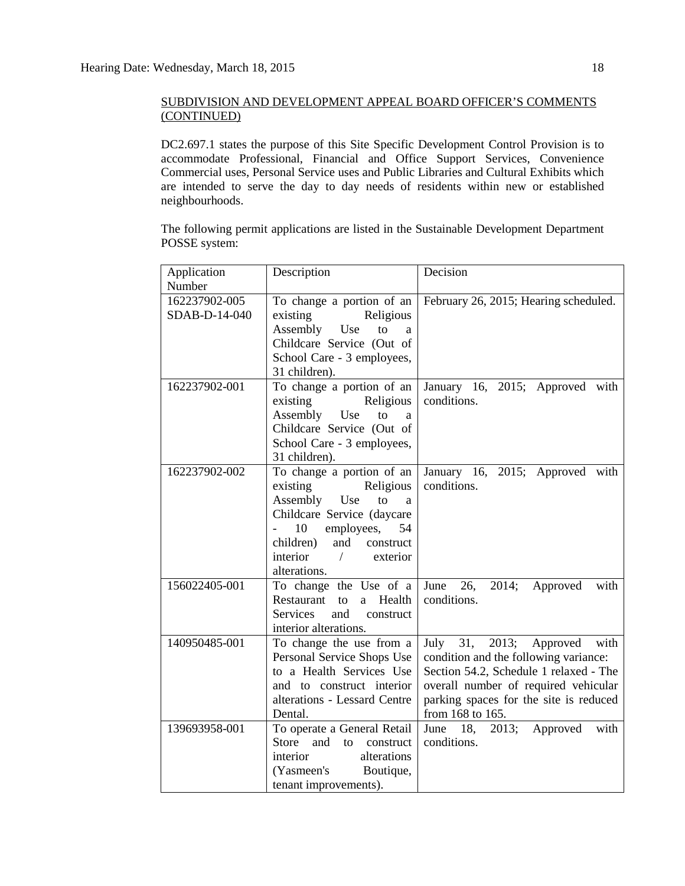SUBDIVISION AND DEVELOPMENT APPEAL BOARD OFFICER'S COMMENTS (CONTINUED)

DC2.697.1 states the purpose of this Site Specific Development Control Provision is to accommodate Professional, Financial and Office Support Services, Convenience Commercial uses, Personal Service uses and Public Libraries and Cultural Exhibits which are intended to serve the day to day needs of residents within new or established neighbourhoods.

The following permit applications are listed in the Sustainable Development Department POSSE system:

| Application Number | Description | Decision |
|---|---|---|
| 162237902-005 SDAB-D-14-040 | To change a portion of an existing Religious Assembly Use to a Childcare Service (Out of School Care - 3 employees, 31 children). | February 26, 2015; Hearing scheduled. |
| 162237902-001 | To change a portion of an existing Religious Assembly Use to a Childcare Service (Out of School Care - 3 employees, 31 children). | January 16, 2015; Approved with conditions. |
| 162237902-002 | To change a portion of an existing Religious Assembly Use to a Childcare Service (daycare - 10 employees, 54 children) and construct interior / exterior alterations. | January 16, 2015; Approved with conditions. |
| 156022405-001 | To change the Use of a Restaurant to a Health Services and construct interior alterations. | June 26, 2014; Approved with conditions. |
| 140950485-001 | To change the use from a Personal Service Shops Use to a Health Services Use and to construct interior alterations - Lessard Centre Dental. | July 31, 2013; Approved with condition and the following variance: Section 54.2, Schedule 1 relaxed - The overall number of required vehicular parking spaces for the site is reduced from 168 to 165. |
| 139693958-001 | To operate a General Retail Store and to construct interior alterations (Yasmeen's Boutique, tenant improvements). | June 18, 2013; Approved with conditions. |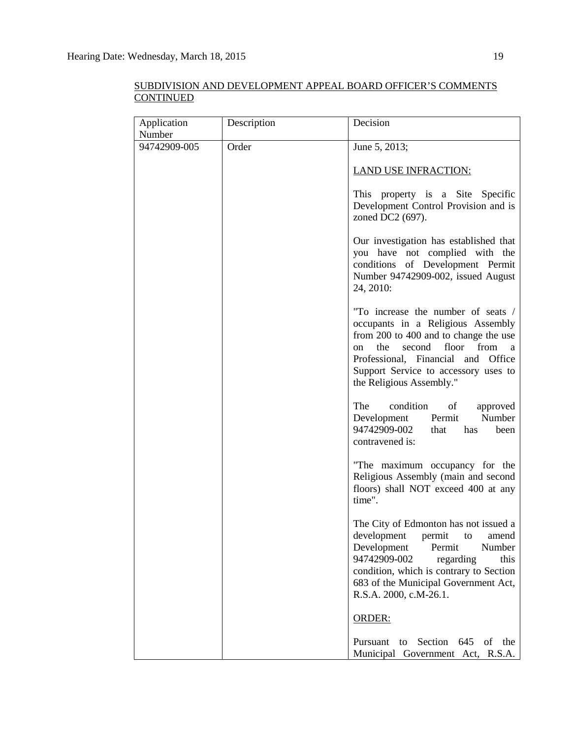SUBDIVISION AND DEVELOPMENT APPEAL BOARD OFFICER'S COMMENTS CONTINUED

| Application Number | Description | Decision |
|---|---|---|
| 94742909-005 | Order | June 5, 2013;<br><br>LAND USE INFRACTION:<br><br>This property is a Site Specific Development Control Provision and is zoned DC2 (697).<br><br>Our investigation has established that you have not complied with the conditions of Development Permit Number 94742909-002, issued August 24, 2010:<br><br>"To increase the number of seats / occupants in a Religious Assembly from 200 to 400 and to change the use on the second floor from a Professional, Financial and Office Support Service to accessory uses to the Religious Assembly."<br><br>The condition of approved Development Permit Number 94742909-002 that has been contravened is:<br><br>"The maximum occupancy for the Religious Assembly (main and second floors) shall NOT exceed 400 at any time".<br><br>The City of Edmonton has not issued a development permit to amend Development Permit Number 94742909-002 regarding this condition, which is contrary to Section 683 of the Municipal Government Act, R.S.A. 2000, c.M-26.1.<br><br>ORDER:<br><br>Pursuant to Section 645 of the Municipal Government Act, R.S.A. |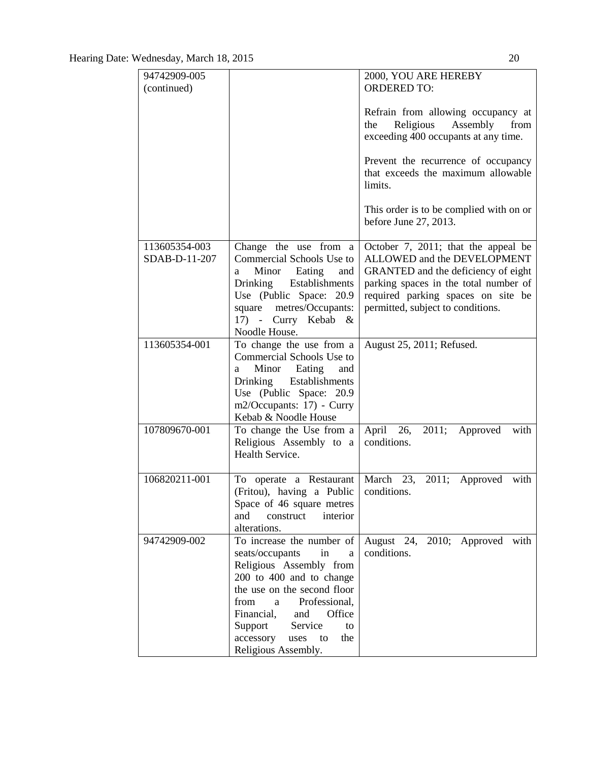| | | |
|---|---|---|
| 94742909-005 (continued) | | 2000, YOU ARE HEREBY ORDERED TO:<br><br>Refrain from allowing occupancy at the Religious Assembly from exceeding 400 occupants at any time.<br><br>Prevent the recurrence of occupancy that exceeds the maximum allowable limits.<br><br>This order is to be complied with on or before June 27, 2013. |
| 113605354-003 SDAB-D-11-207 | Change the use from a Commercial Schools Use to a Minor Eating and Drinking Establishments Use (Public Space: 20.9 square metres/Occupants: 17) - Curry Kebab & Noodle House. | October 7, 2011; that the appeal be ALLOWED and the DEVELOPMENT GRANTED and the deficiency of eight parking spaces in the total number of required parking spaces on site be permitted, subject to conditions. |
| 113605354-001 | To change the use from a Commercial Schools Use to a Minor Eating and Drinking Establishments Use (Public Space: 20.9 m2/Occupants: 17) - Curry Kebab & Noodle House | August 25, 2011; Refused. |
| 107809670-001 | To change the Use from a Religious Assembly to a Health Service. | April 26, 2011; Approved with conditions. |
| 106820211-001 | To operate a Restaurant (Fritou), having a Public Space of 46 square metres and construct interior alterations. | March 23, 2011; Approved with conditions. |
| 94742909-002 | To increase the number of seats/occupants in a Religious Assembly from 200 to 400 and to change the use on the second floor from a Professional, Financial, and Office Support Service to accessory uses to the Religious Assembly. | August 24, 2010; Approved with conditions. |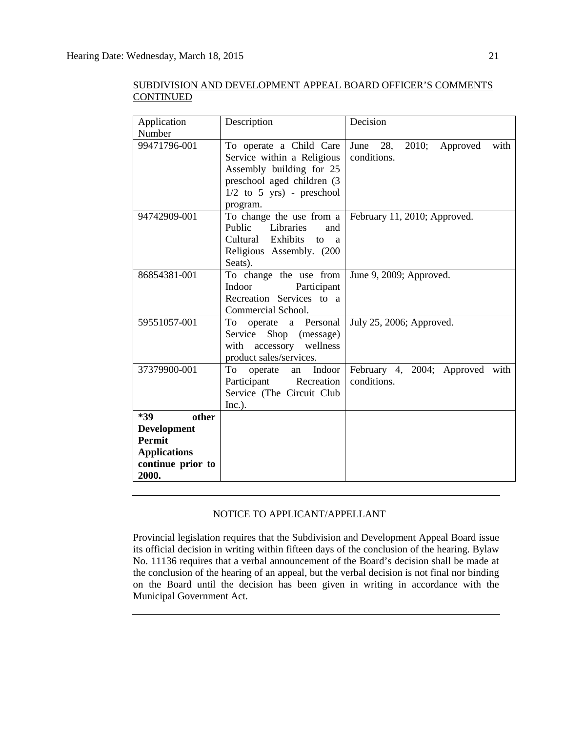SUBDIVISION AND DEVELOPMENT APPEAL BOARD OFFICER'S COMMENTS CONTINUED

| Application Number | Description | Decision |
| --- | --- | --- |
| 99471796-001 | To operate a Child Care Service within a Religious Assembly building for 25 preschool aged children (3 1/2 to 5 yrs) - preschool program. | June 28, 2010; Approved with conditions. |
| 94742909-001 | To change the use from a Public Libraries and Cultural Exhibits to a Religious Assembly. (200 Seats). | February 11, 2010; Approved. |
| 86854381-001 | To change the use from Indoor Participant Recreation Services to a Commercial School. | June 9, 2009; Approved. |
| 59551057-001 | To operate a Personal Service Shop (message) with accessory wellness product sales/services. | July 25, 2006; Approved. |
| 37379900-001 | To operate an Indoor Participant Recreation Service (The Circuit Club Inc.). | February 4, 2004; Approved with conditions. |
| ***39 other Development Permit Applications continue prior to 2000.** | | |

---

NOTICE TO APPLICANT/APPELLANT

Provincial legislation requires that the Subdivision and Development Appeal Board issue its official decision in writing within fifteen days of the conclusion of the hearing. Bylaw No. 11136 requires that a verbal announcement of the Board's decision shall be made at the conclusion of the hearing of an appeal, but the verbal decision is not final nor binding on the Board until the decision has been given in writing in accordance with the Municipal Government Act.

---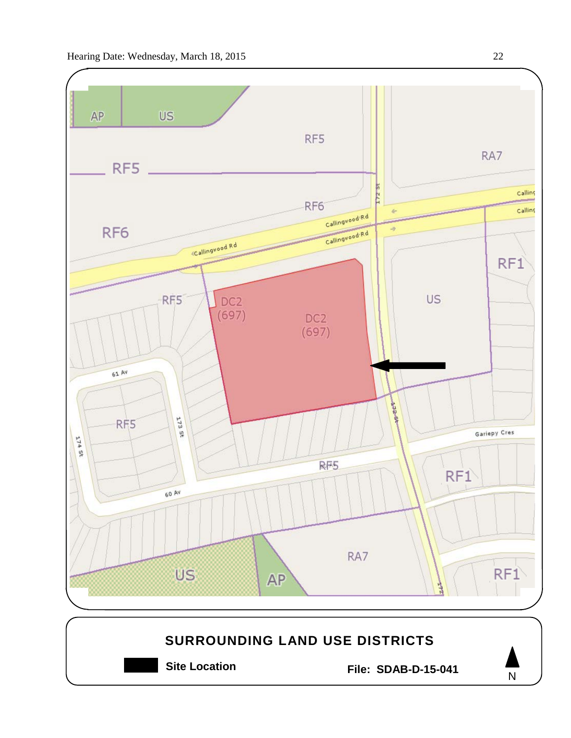Hearing Date: Wednesday, March 18, 2015

AP US RF5 RA7 RF5 RF6 RF6 Callingwood Rd RF1 RF5 DC2 (697) DC2 (697) US 61 Av RF5 173 St 174 St 172 St Gariepy Cres RF5 RF1 60 Av RA7 US AP RF1

## SURROUNDING LAND USE DISTRICTS

**Site Location**

**File: SDAB-D-15-041**

N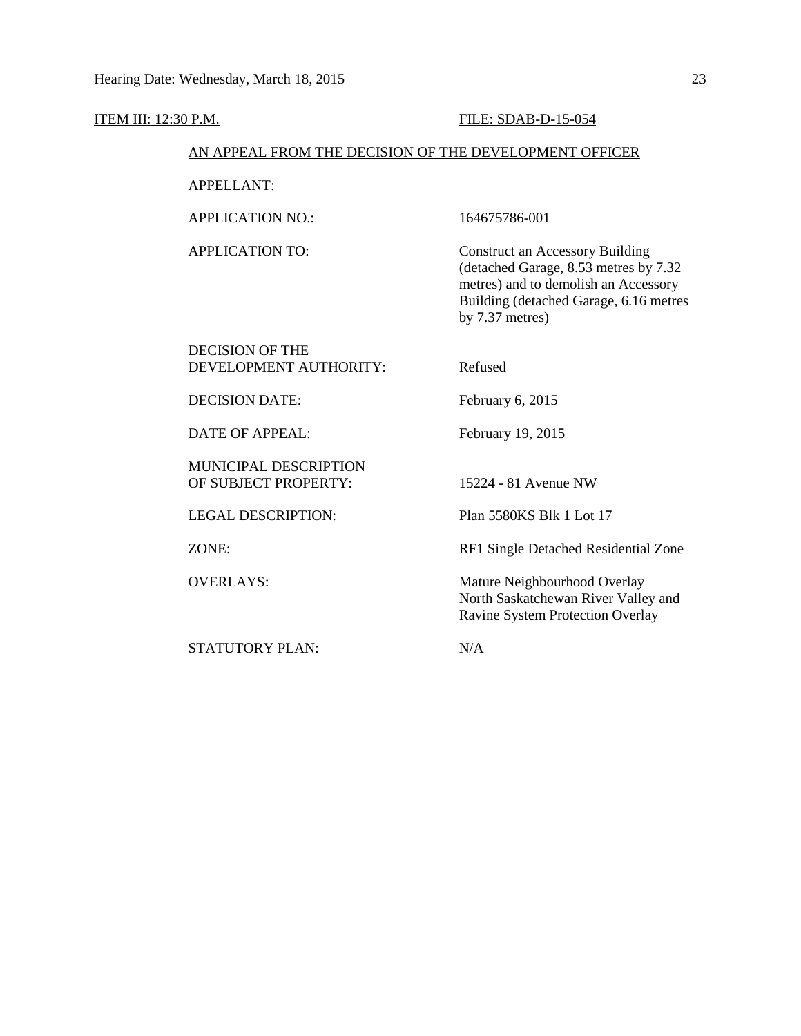ITEM III: 12:30 P.M. FILE: SDAB-D-15-054

AN APPEAL FROM THE DECISION OF THE DEVELOPMENT OFFICER

| | |
|---|---|
| APPELLANT: | |
| APPLICATION NO.: | 164675786-001 |
| APPLICATION TO: | Construct an Accessory Building (detached Garage, 8.53 metres by 7.32 metres) and to demolish an Accessory Building (detached Garage, 6.16 metres by 7.37 metres) |
| DECISION OF THE DEVELOPMENT AUTHORITY: | Refused |
| DECISION DATE: | February 6, 2015 |
| DATE OF APPEAL: | February 19, 2015 |
| MUNICIPAL DESCRIPTION OF SUBJECT PROPERTY: | 15224 - 81 Avenue NW |
| LEGAL DESCRIPTION: | Plan 5580KS Blk 1 Lot 17 |
| ZONE: | RF1 Single Detached Residential Zone |
| OVERLAYS: | Mature Neighbourhood Overlay<br>North Saskatchewan River Valley and Ravine System Protection Overlay |
| STATUTORY PLAN: | N/A |

---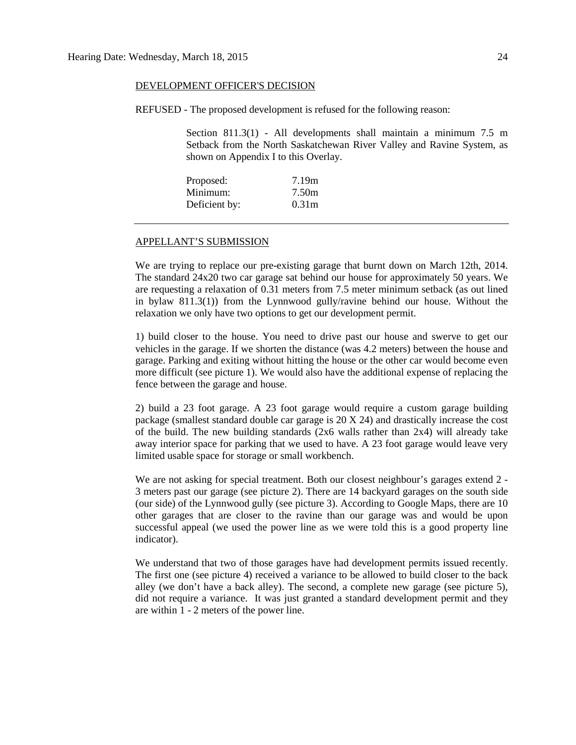DEVELOPMENT OFFICER'S DECISION

REFUSED - The proposed development is refused for the following reason:

> Section 811.3(1) - All developments shall maintain a minimum 7.5 m Setback from the North Saskatchewan River Valley and Ravine System, as shown on Appendix I to this Overlay.
>
> | | |
> |---|---|
> | Proposed: | 7.19m |
> | Minimum: | 7.50m |
> | Deficient by: | 0.31m |

---

APPELLANT'S SUBMISSION

We are trying to replace our pre-existing garage that burnt down on March 12th, 2014. The standard 24x20 two car garage sat behind our house for approximately 50 years. We are requesting a relaxation of 0.31 meters from 7.5 meter minimum setback (as out lined in bylaw 811.3(1)) from the Lynnwood gully/ravine behind our house. Without the relaxation we only have two options to get our development permit.

1) build closer to the house. You need to drive past our house and swerve to get our vehicles in the garage. If we shorten the distance (was 4.2 meters) between the house and garage. Parking and exiting without hitting the house or the other car would become even more difficult (see picture 1). We would also have the additional expense of replacing the fence between the garage and house.

2) build a 23 foot garage. A 23 foot garage would require a custom garage building package (smallest standard double car garage is 20 X 24) and drastically increase the cost of the build. The new building standards (2x6 walls rather than 2x4) will already take away interior space for parking that we used to have. A 23 foot garage would leave very limited usable space for storage or small workbench.

We are not asking for special treatment. Both our closest neighbour's garages extend 2 - 3 meters past our garage (see picture 2). There are 14 backyard garages on the south side (our side) of the Lynnwood gully (see picture 3). According to Google Maps, there are 10 other garages that are closer to the ravine than our garage was and would be upon successful appeal (we used the power line as we were told this is a good property line indicator).

We understand that two of those garages have had development permits issued recently. The first one (see picture 4) received a variance to be allowed to build closer to the back alley (we don't have a back alley). The second, a complete new garage (see picture 5), did not require a variance. It was just granted a standard development permit and they are within 1 - 2 meters of the power line.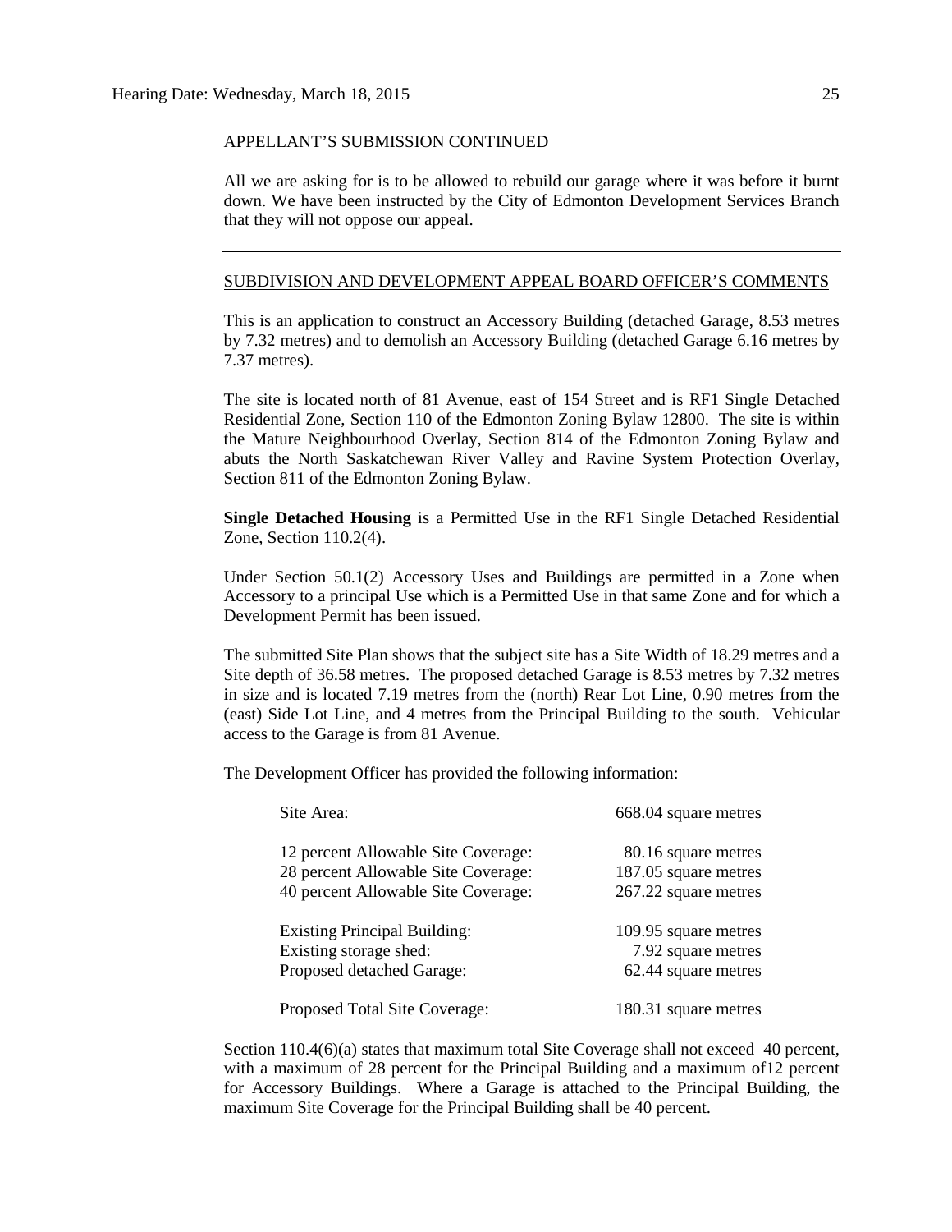APPELLANT'S SUBMISSION CONTINUED

All we are asking for is to be allowed to rebuild our garage where it was before it burnt down. We have been instructed by the City of Edmonton Development Services Branch that they will not oppose our appeal.

---

SUBDIVISION AND DEVELOPMENT APPEAL BOARD OFFICER'S COMMENTS

This is an application to construct an Accessory Building (detached Garage, 8.53 metres by 7.32 metres) and to demolish an Accessory Building (detached Garage 6.16 metres by 7.37 metres).

The site is located north of 81 Avenue, east of 154 Street and is RF1 Single Detached Residential Zone, Section 110 of the Edmonton Zoning Bylaw 12800. The site is within the Mature Neighbourhood Overlay, Section 814 of the Edmonton Zoning Bylaw and abuts the North Saskatchewan River Valley and Ravine System Protection Overlay, Section 811 of the Edmonton Zoning Bylaw.

**Single Detached Housing** is a Permitted Use in the RF1 Single Detached Residential Zone, Section 110.2(4).

Under Section 50.1(2) Accessory Uses and Buildings are permitted in a Zone when Accessory to a principal Use which is a Permitted Use in that same Zone and for which a Development Permit has been issued.

The submitted Site Plan shows that the subject site has a Site Width of 18.29 metres and a Site depth of 36.58 metres. The proposed detached Garage is 8.53 metres by 7.32 metres in size and is located 7.19 metres from the (north) Rear Lot Line, 0.90 metres from the (east) Side Lot Line, and 4 metres from the Principal Building to the south. Vehicular access to the Garage is from 81 Avenue.

The Development Officer has provided the following information:

| | |
|---|---|
| Site Area: | 668.04 square metres |
| 12 percent Allowable Site Coverage: | 80.16 square metres |
| 28 percent Allowable Site Coverage: | 187.05 square metres |
| 40 percent Allowable Site Coverage: | 267.22 square metres |
| Existing Principal Building: | 109.95 square metres |
| Existing storage shed: | 7.92 square metres |
| Proposed detached Garage: | 62.44 square metres |
| Proposed Total Site Coverage: | 180.31 square metres |

Section 110.4(6)(a) states that maximum total Site Coverage shall not exceed 40 percent, with a maximum of 28 percent for the Principal Building and a maximum of12 percent for Accessory Buildings. Where a Garage is attached to the Principal Building, the maximum Site Coverage for the Principal Building shall be 40 percent.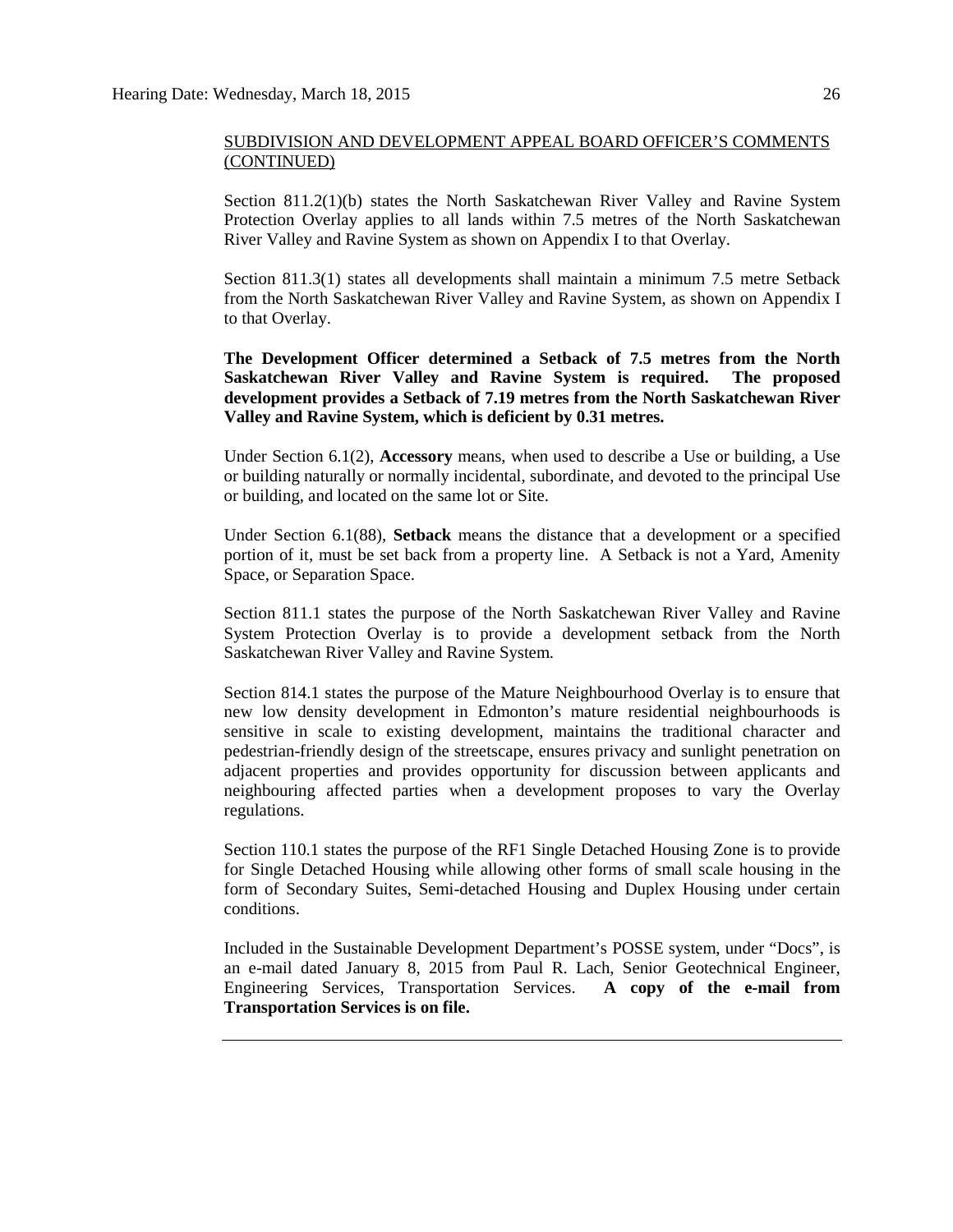SUBDIVISION AND DEVELOPMENT APPEAL BOARD OFFICER'S COMMENTS (CONTINUED)

Section 811.2(1)(b) states the North Saskatchewan River Valley and Ravine System Protection Overlay applies to all lands within 7.5 metres of the North Saskatchewan River Valley and Ravine System as shown on Appendix I to that Overlay.

Section 811.3(1) states all developments shall maintain a minimum 7.5 metre Setback from the North Saskatchewan River Valley and Ravine System, as shown on Appendix I to that Overlay.

**The Development Officer determined a Setback of 7.5 metres from the North Saskatchewan River Valley and Ravine System is required. The proposed development provides a Setback of 7.19 metres from the North Saskatchewan River Valley and Ravine System, which is deficient by 0.31 metres.**

Under Section 6.1(2), **Accessory** means, when used to describe a Use or building, a Use or building naturally or normally incidental, subordinate, and devoted to the principal Use or building, and located on the same lot or Site.

Under Section 6.1(88), **Setback** means the distance that a development or a specified portion of it, must be set back from a property line. A Setback is not a Yard, Amenity Space, or Separation Space.

Section 811.1 states the purpose of the North Saskatchewan River Valley and Ravine System Protection Overlay is to provide a development setback from the North Saskatchewan River Valley and Ravine System.

Section 814.1 states the purpose of the Mature Neighbourhood Overlay is to ensure that new low density development in Edmonton's mature residential neighbourhoods is sensitive in scale to existing development, maintains the traditional character and pedestrian-friendly design of the streetscape, ensures privacy and sunlight penetration on adjacent properties and provides opportunity for discussion between applicants and neighbouring affected parties when a development proposes to vary the Overlay regulations.

Section 110.1 states the purpose of the RF1 Single Detached Housing Zone is to provide for Single Detached Housing while allowing other forms of small scale housing in the form of Secondary Suites, Semi-detached Housing and Duplex Housing under certain conditions.

Included in the Sustainable Development Department's POSSE system, under "Docs", is an e-mail dated January 8, 2015 from Paul R. Lach, Senior Geotechnical Engineer, Engineering Services, Transportation Services. **A copy of the e-mail from Transportation Services is on file.**

---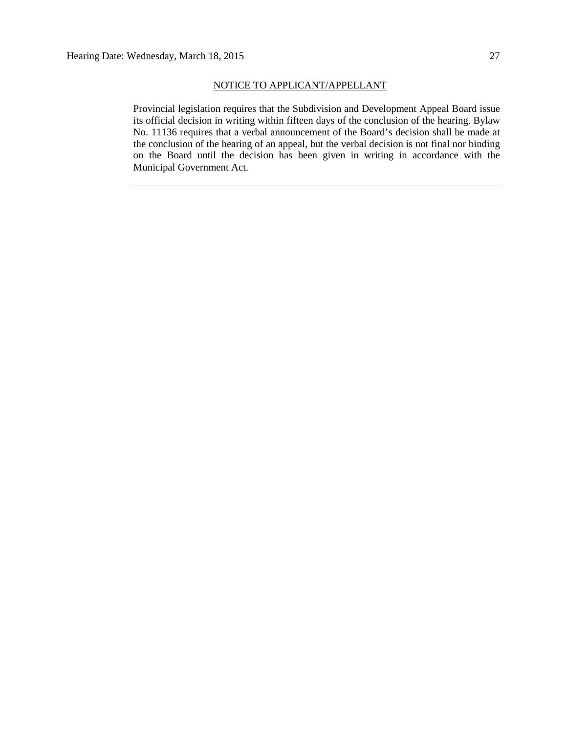<u>NOTICE TO APPLICANT/APPELLANT</u>

Provincial legislation requires that the Subdivision and Development Appeal Board issue its official decision in writing within fifteen days of the conclusion of the hearing. Bylaw No. 11136 requires that a verbal announcement of the Board's decision shall be made at the conclusion of the hearing of an appeal, but the verbal decision is not final nor binding on the Board until the decision has been given in writing in accordance with the Municipal Government Act.

---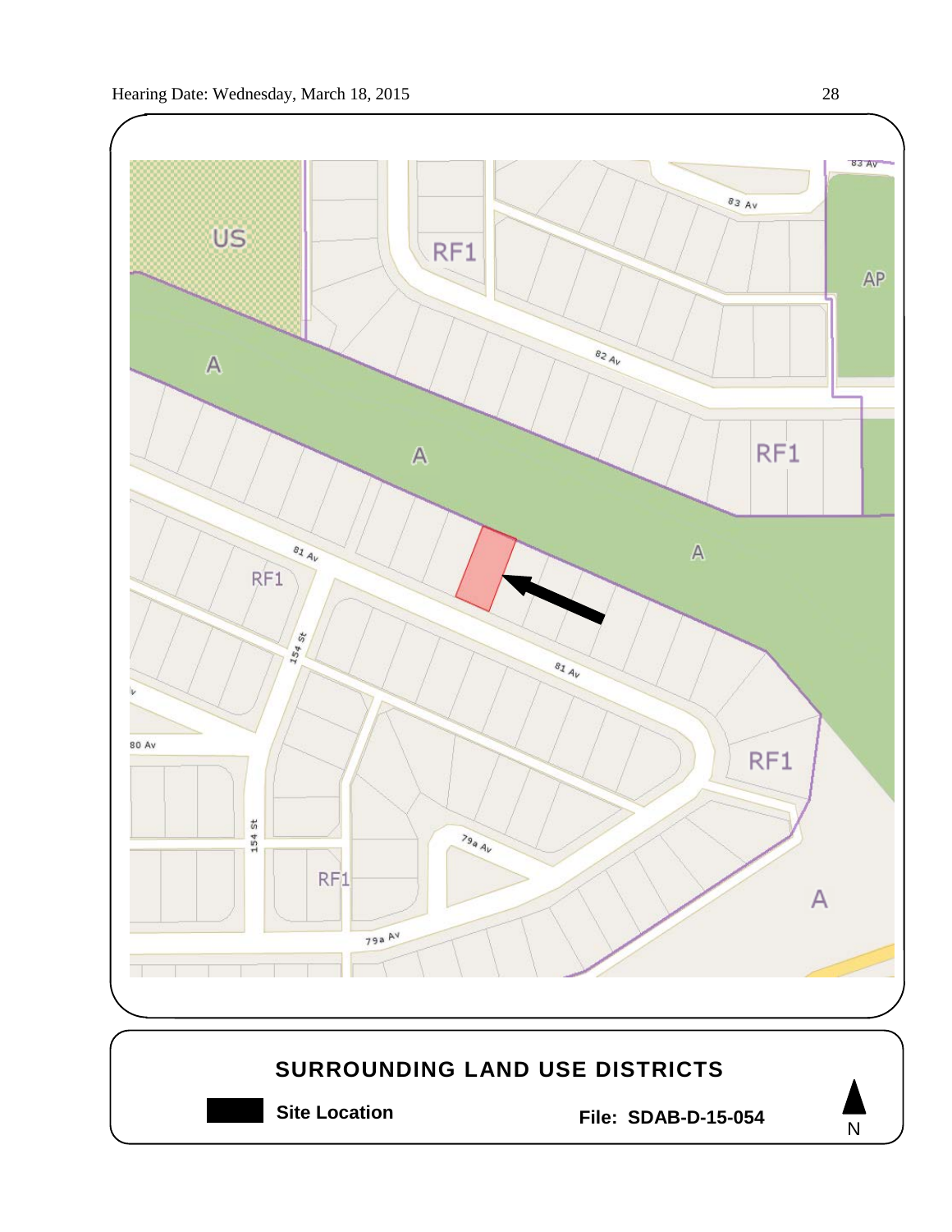US

RF1

AP

A

A

RF1

A

RF1

RF1

RF1

A

83 Av

82 Av

81 Av

81 Av

154 St

154 St

80 Av

79a Av

79a Av

## SURROUNDING LAND USE DISTRICTS

**Site Location**

**File: SDAB-D-15-054**

N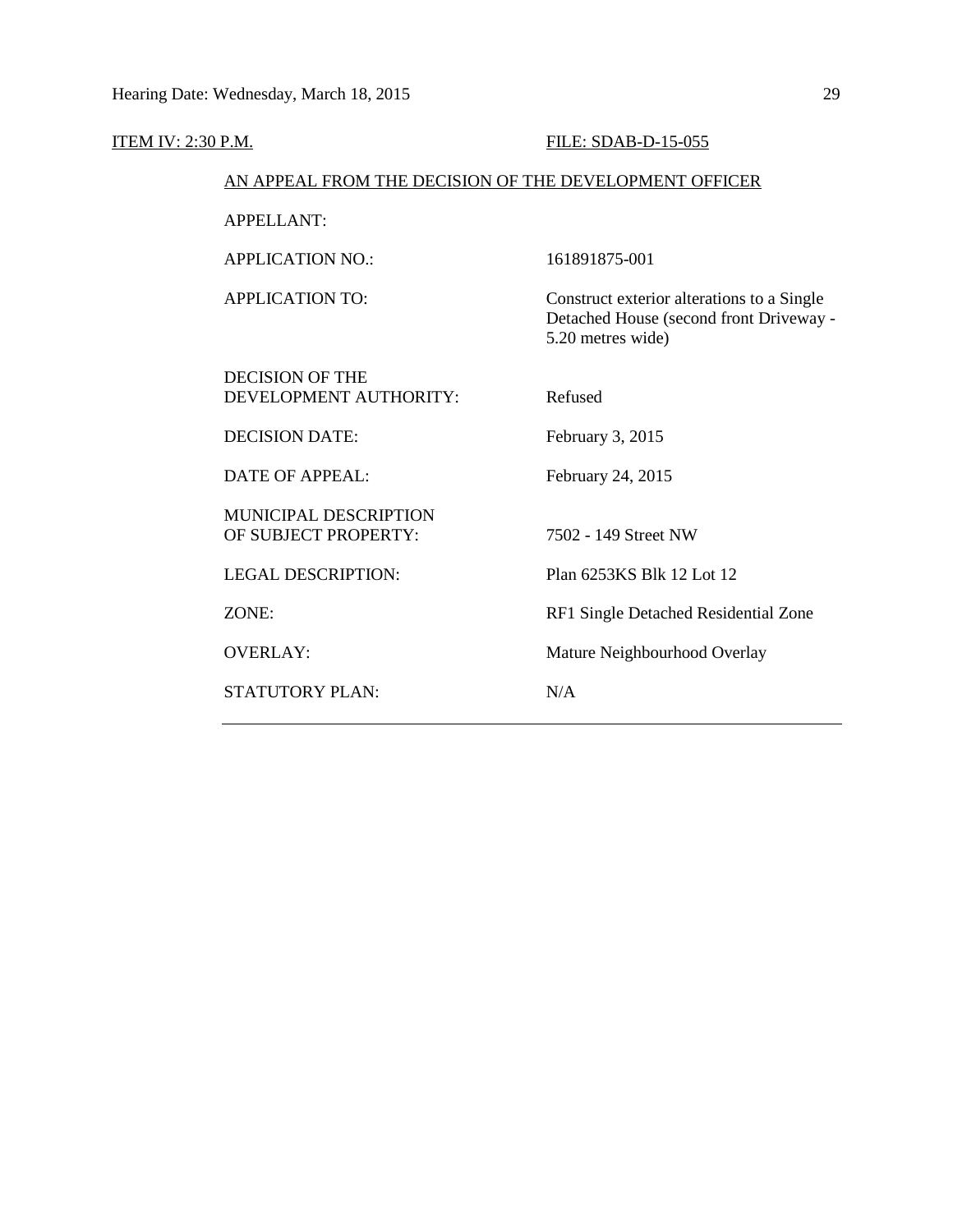ITEM IV: 2:30 P.M. FILE: SDAB-D-15-055

AN APPEAL FROM THE DECISION OF THE DEVELOPMENT OFFICER

| | |
|---|---|
| APPELLANT: | |
| APPLICATION NO.: | 161891875-001 |
| APPLICATION TO: | Construct exterior alterations to a Single Detached House (second front Driveway - 5.20 metres wide) |
| DECISION OF THE DEVELOPMENT AUTHORITY: | Refused |
| DECISION DATE: | February 3, 2015 |
| DATE OF APPEAL: | February 24, 2015 |
| MUNICIPAL DESCRIPTION OF SUBJECT PROPERTY: | 7502 - 149 Street NW |
| LEGAL DESCRIPTION: | Plan 6253KS Blk 12 Lot 12 |
| ZONE: | RF1 Single Detached Residential Zone |
| OVERLAY: | Mature Neighbourhood Overlay |
| STATUTORY PLAN: | N/A |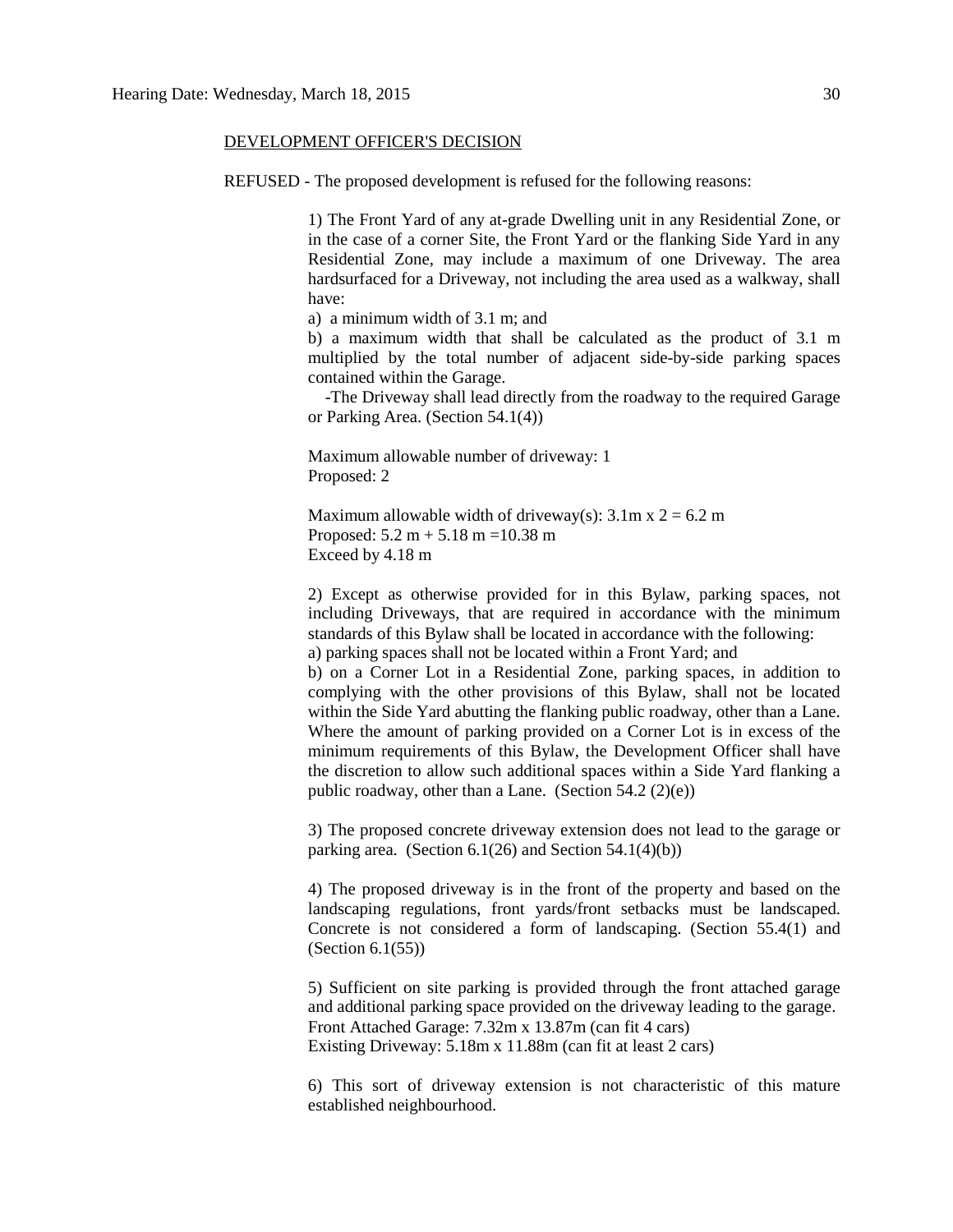DEVELOPMENT OFFICER'S DECISION

REFUSED - The proposed development is refused for the following reasons:

1) The Front Yard of any at-grade Dwelling unit in any Residential Zone, or in the case of a corner Site, the Front Yard or the flanking Side Yard in any Residential Zone, may include a maximum of one Driveway. The area hardsurfaced for a Driveway, not including the area used as a walkway, shall have:

a) a minimum width of 3.1 m; and

b) a maximum width that shall be calculated as the product of 3.1 m multiplied by the total number of adjacent side-by-side parking spaces contained within the Garage.

-The Driveway shall lead directly from the roadway to the required Garage or Parking Area. (Section 54.1(4))

Maximum allowable number of driveway: 1
Proposed: 2

Maximum allowable width of driveway(s): 3.1m x 2 = 6.2 m
Proposed: 5.2 m + 5.18 m =10.38 m
Exceed by 4.18 m

2) Except as otherwise provided for in this Bylaw, parking spaces, not including Driveways, that are required in accordance with the minimum standards of this Bylaw shall be located in accordance with the following:

a) parking spaces shall not be located within a Front Yard; and

b) on a Corner Lot in a Residential Zone, parking spaces, in addition to complying with the other provisions of this Bylaw, shall not be located within the Side Yard abutting the flanking public roadway, other than a Lane. Where the amount of parking provided on a Corner Lot is in excess of the minimum requirements of this Bylaw, the Development Officer shall have the discretion to allow such additional spaces within a Side Yard flanking a public roadway, other than a Lane. (Section 54.2 (2)(e))

3) The proposed concrete driveway extension does not lead to the garage or parking area. (Section 6.1(26) and Section 54.1(4)(b))

4) The proposed driveway is in the front of the property and based on the landscaping regulations, front yards/front setbacks must be landscaped. Concrete is not considered a form of landscaping. (Section 55.4(1) and (Section 6.1(55))

5) Sufficient on site parking is provided through the front attached garage and additional parking space provided on the driveway leading to the garage.
Front Attached Garage: 7.32m x 13.87m (can fit 4 cars)
Existing Driveway: 5.18m x 11.88m (can fit at least 2 cars)

6) This sort of driveway extension is not characteristic of this mature established neighbourhood.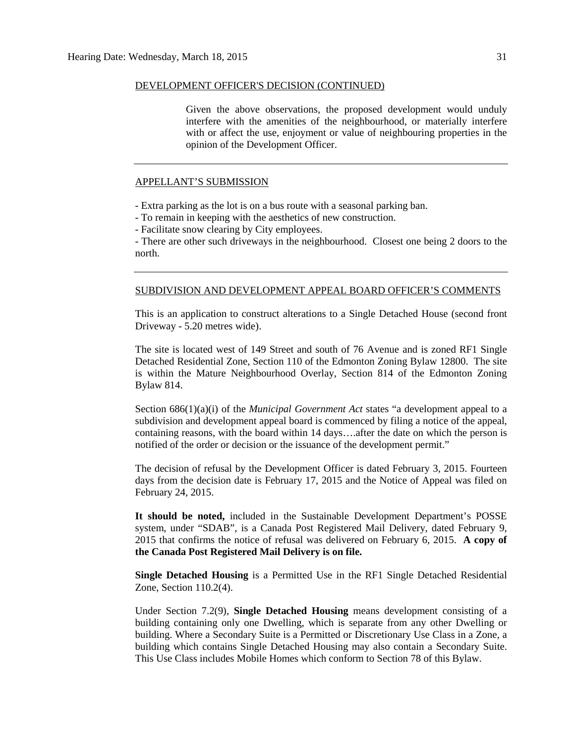DEVELOPMENT OFFICER'S DECISION (CONTINUED)

> Given the above observations, the proposed development would unduly interfere with the amenities of the neighbourhood, or materially interfere with or affect the use, enjoyment or value of neighbouring properties in the opinion of the Development Officer.

---

APPELLANT'S SUBMISSION

- Extra parking as the lot is on a bus route with a seasonal parking ban.
- To remain in keeping with the aesthetics of new construction.
- Facilitate snow clearing by City employees.
- There are other such driveways in the neighbourhood. Closest one being 2 doors to the north.

---

SUBDIVISION AND DEVELOPMENT APPEAL BOARD OFFICER'S COMMENTS

This is an application to construct alterations to a Single Detached House (second front Driveway - 5.20 metres wide).

The site is located west of 149 Street and south of 76 Avenue and is zoned RF1 Single Detached Residential Zone, Section 110 of the Edmonton Zoning Bylaw 12800. The site is within the Mature Neighbourhood Overlay, Section 814 of the Edmonton Zoning Bylaw 814.

Section 686(1)(a)(i) of the *Municipal Government Act* states "a development appeal to a subdivision and development appeal board is commenced by filing a notice of the appeal, containing reasons, with the board within 14 days….after the date on which the person is notified of the order or decision or the issuance of the development permit."

The decision of refusal by the Development Officer is dated February 3, 2015. Fourteen days from the decision date is February 17, 2015 and the Notice of Appeal was filed on February 24, 2015.

**It should be noted,** included in the Sustainable Development Department's POSSE system, under "SDAB", is a Canada Post Registered Mail Delivery, dated February 9, 2015 that confirms the notice of refusal was delivered on February 6, 2015. **A copy of the Canada Post Registered Mail Delivery is on file.**

**Single Detached Housing** is a Permitted Use in the RF1 Single Detached Residential Zone, Section 110.2(4).

Under Section 7.2(9), **Single Detached Housing** means development consisting of a building containing only one Dwelling, which is separate from any other Dwelling or building. Where a Secondary Suite is a Permitted or Discretionary Use Class in a Zone, a building which contains Single Detached Housing may also contain a Secondary Suite. This Use Class includes Mobile Homes which conform to Section 78 of this Bylaw.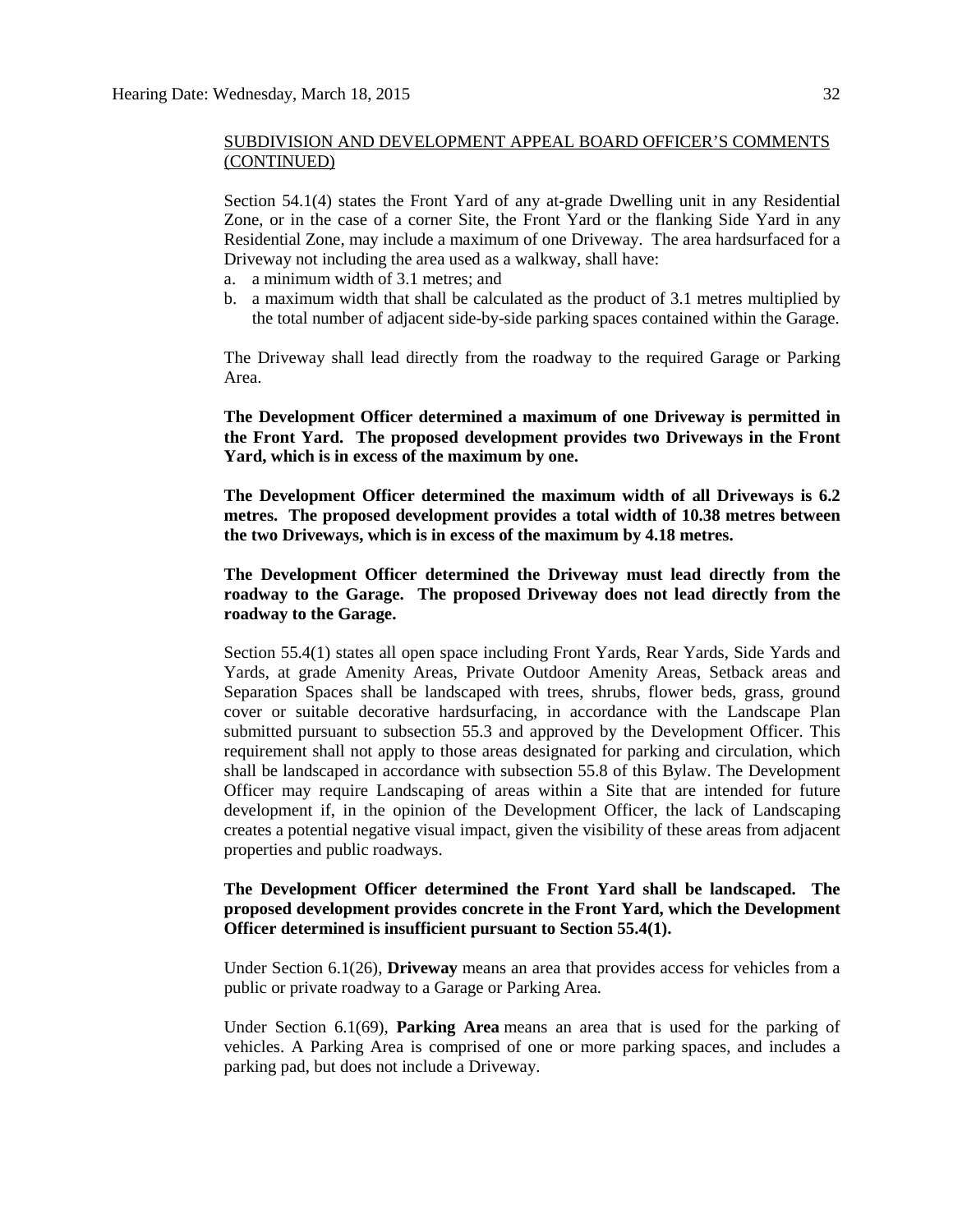SUBDIVISION AND DEVELOPMENT APPEAL BOARD OFFICER'S COMMENTS (CONTINUED)

Section 54.1(4) states the Front Yard of any at-grade Dwelling unit in any Residential Zone, or in the case of a corner Site, the Front Yard or the flanking Side Yard in any Residential Zone, may include a maximum of one Driveway. The area hardsurfaced for a Driveway not including the area used as a walkway, shall have:

a. a minimum width of 3.1 metres; and
b. a maximum width that shall be calculated as the product of 3.1 metres multiplied by the total number of adjacent side-by-side parking spaces contained within the Garage.

The Driveway shall lead directly from the roadway to the required Garage or Parking Area.

**The Development Officer determined a maximum of one Driveway is permitted in the Front Yard. The proposed development provides two Driveways in the Front Yard, which is in excess of the maximum by one.**

**The Development Officer determined the maximum width of all Driveways is 6.2 metres. The proposed development provides a total width of 10.38 metres between the two Driveways, which is in excess of the maximum by 4.18 metres.**

**The Development Officer determined the Driveway must lead directly from the roadway to the Garage. The proposed Driveway does not lead directly from the roadway to the Garage.**

Section 55.4(1) states all open space including Front Yards, Rear Yards, Side Yards and Yards, at grade Amenity Areas, Private Outdoor Amenity Areas, Setback areas and Separation Spaces shall be landscaped with trees, shrubs, flower beds, grass, ground cover or suitable decorative hardsurfacing, in accordance with the Landscape Plan submitted pursuant to subsection 55.3 and approved by the Development Officer. This requirement shall not apply to those areas designated for parking and circulation, which shall be landscaped in accordance with subsection 55.8 of this Bylaw. The Development Officer may require Landscaping of areas within a Site that are intended for future development if, in the opinion of the Development Officer, the lack of Landscaping creates a potential negative visual impact, given the visibility of these areas from adjacent properties and public roadways.

**The Development Officer determined the Front Yard shall be landscaped. The proposed development provides concrete in the Front Yard, which the Development Officer determined is insufficient pursuant to Section 55.4(1).**

Under Section 6.1(26), **Driveway** means an area that provides access for vehicles from a public or private roadway to a Garage or Parking Area.

Under Section 6.1(69), **Parking Area** means an area that is used for the parking of vehicles. A Parking Area is comprised of one or more parking spaces, and includes a parking pad, but does not include a Driveway.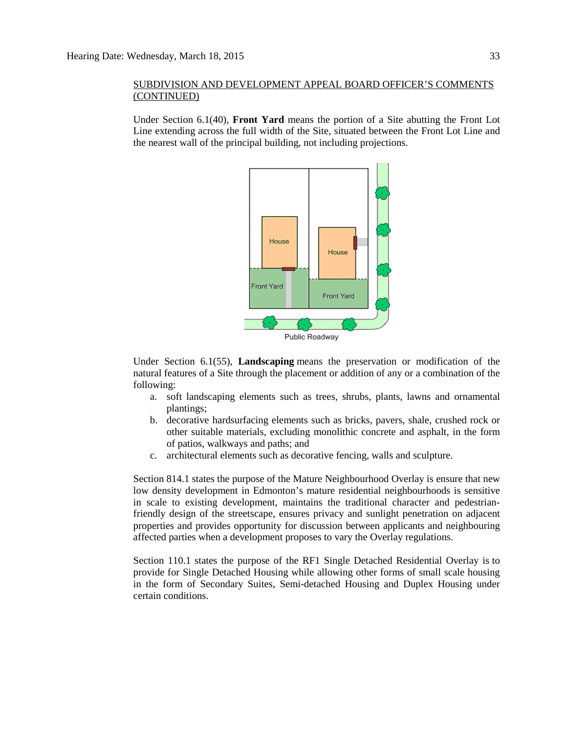SUBDIVISION AND DEVELOPMENT APPEAL BOARD OFFICER'S COMMENTS (CONTINUED)

Under Section 6.1(40), **Front Yard** means the portion of a Site abutting the Front Lot Line extending across the full width of the Site, situated between the Front Lot Line and the nearest wall of the principal building, not including projections.

Under Section 6.1(55), **Landscaping** means the preservation or modification of the natural features of a Site through the placement or addition of any or a combination of the following:

a. soft landscaping elements such as trees, shrubs, plants, lawns and ornamental plantings;
b. decorative hardsurfacing elements such as bricks, pavers, shale, crushed rock or other suitable materials, excluding monolithic concrete and asphalt, in the form of patios, walkways and paths; and
c. architectural elements such as decorative fencing, walls and sculpture.

Section 814.1 states the purpose of the Mature Neighbourhood Overlay is ensure that new low density development in Edmonton's mature residential neighbourhoods is sensitive in scale to existing development, maintains the traditional character and pedestrian-friendly design of the streetscape, ensures privacy and sunlight penetration on adjacent properties and provides opportunity for discussion between applicants and neighbouring affected parties when a development proposes to vary the Overlay regulations.

Section 110.1 states the purpose of the RF1 Single Detached Residential Overlay is to provide for Single Detached Housing while allowing other forms of small scale housing in the form of Secondary Suites, Semi-detached Housing and Duplex Housing under certain conditions.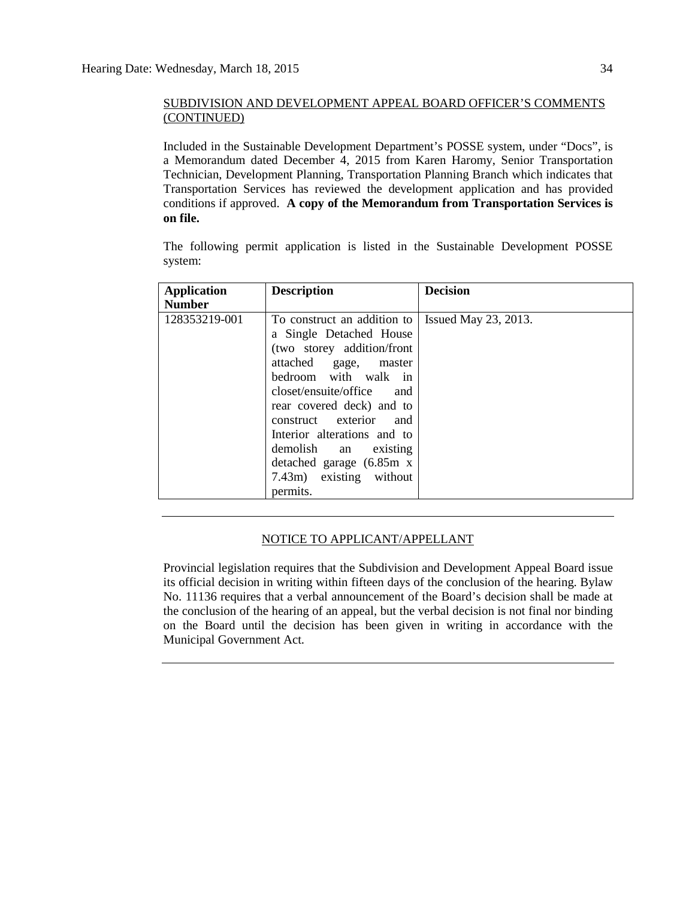SUBDIVISION AND DEVELOPMENT APPEAL BOARD OFFICER'S COMMENTS (CONTINUED)

Included in the Sustainable Development Department's POSSE system, under "Docs", is a Memorandum dated December 4, 2015 from Karen Haromy, Senior Transportation Technician, Development Planning, Transportation Planning Branch which indicates that Transportation Services has reviewed the development application and has provided conditions if approved. **A copy of the Memorandum from Transportation Services is on file.**

The following permit application is listed in the Sustainable Development POSSE system:

| Application Number | Description | Decision |
|---|---|---|
| 128353219-001 | To construct an addition to a Single Detached House (two storey addition/front attached gage, master bedroom with walk in closet/ensuite/office and rear covered deck) and to construct exterior and Interior alterations and to demolish an existing detached garage (6.85m x 7.43m) existing without permits. | Issued May 23, 2013. |

---

NOTICE TO APPLICANT/APPELLANT

Provincial legislation requires that the Subdivision and Development Appeal Board issue its official decision in writing within fifteen days of the conclusion of the hearing. Bylaw No. 11136 requires that a verbal announcement of the Board's decision shall be made at the conclusion of the hearing of an appeal, but the verbal decision is not final nor binding on the Board until the decision has been given in writing in accordance with the Municipal Government Act.

---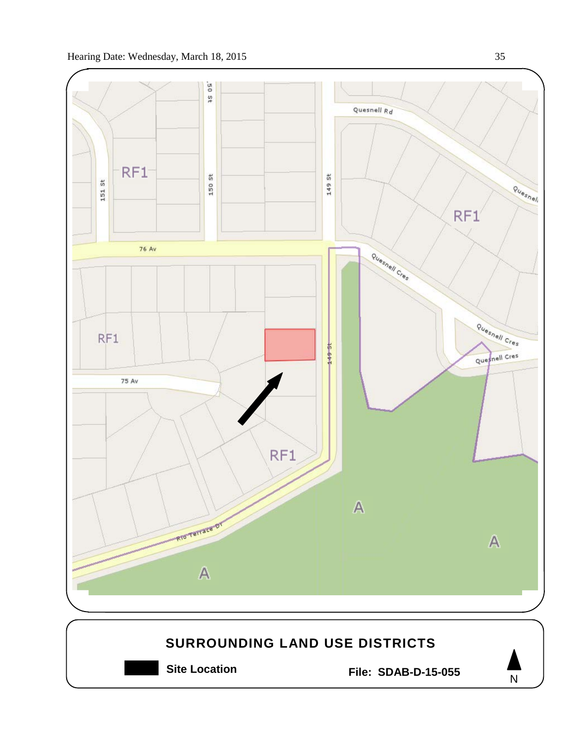RF1

RF1

RF1

RF1

A

A

A

151 St

150 St

149 St

76 Av

75 Av

Quesnell Rd

Quesnell Cres

Quesnell Cres

Quesnell Cres

Rio Terrace Dr

## SURROUNDING LAND USE DISTRICTS

**Site Location**

**File: SDAB-D-15-055**

N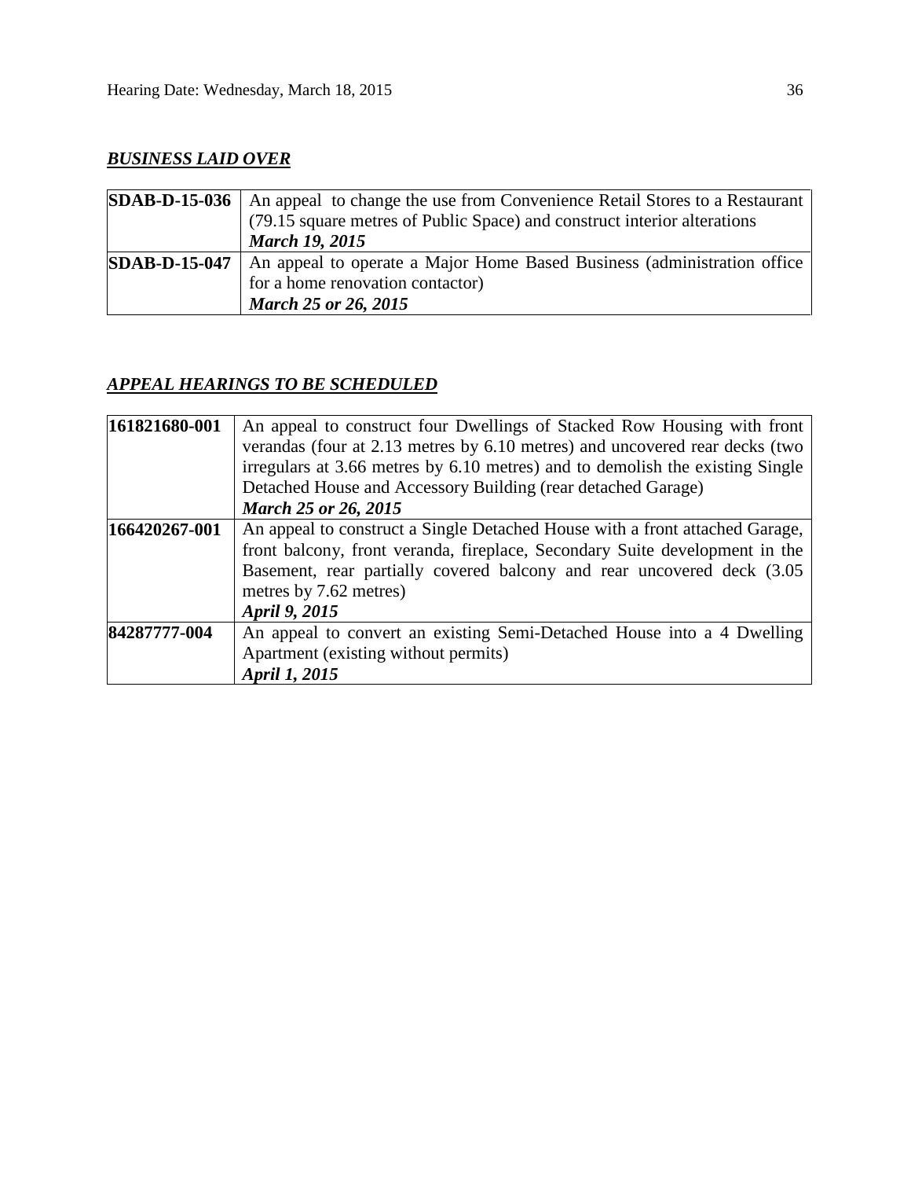***BUSINESS LAID OVER***

| | |
|---|---|
| **SDAB-D-15-036** | An appeal to change the use from Convenience Retail Stores to a Restaurant (79.15 square metres of Public Space) and construct interior alterations<br>***March 19, 2015*** |
| **SDAB-D-15-047** | An appeal to operate a Major Home Based Business (administration office for a home renovation contactor)<br>***March 25 or 26, 2015*** |

***APPEAL HEARINGS TO BE SCHEDULED***

| | |
|---|---|
| **161821680-001** | An appeal to construct four Dwellings of Stacked Row Housing with front verandas (four at 2.13 metres by 6.10 metres) and uncovered rear decks (two irregulars at 3.66 metres by 6.10 metres) and to demolish the existing Single Detached House and Accessory Building (rear detached Garage)<br>***March 25 or 26, 2015*** |
| **166420267-001** | An appeal to construct a Single Detached House with a front attached Garage, front balcony, front veranda, fireplace, Secondary Suite development in the Basement, rear partially covered balcony and rear uncovered deck (3.05 metres by 7.62 metres)<br>***April 9, 2015*** |
| **84287777-004** | An appeal to convert an existing Semi-Detached House into a 4 Dwelling Apartment (existing without permits)<br>***April 1, 2015*** |